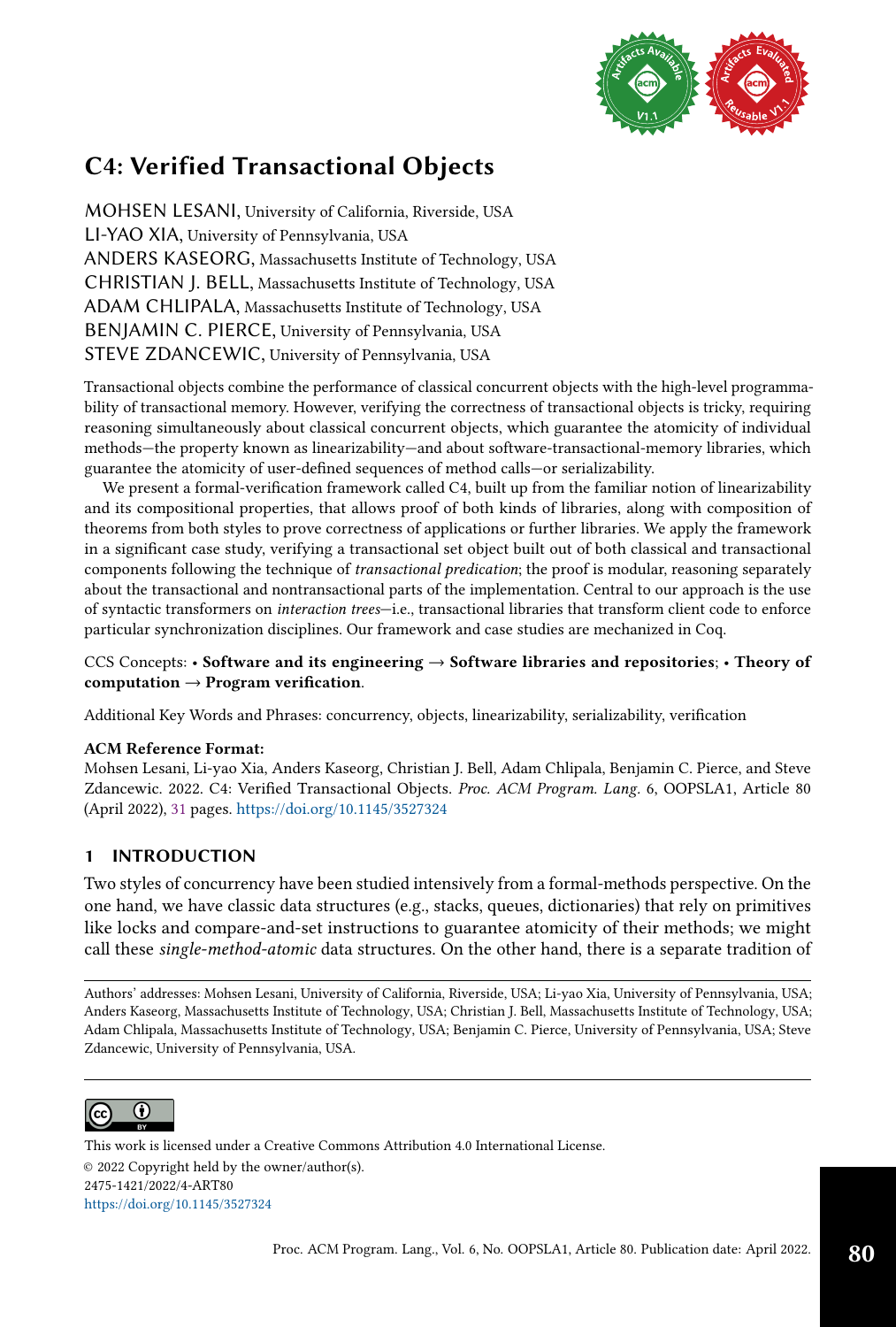# C4: Verified Transactional Objects

MOHSEN LESANI, University of California, Riverside, USA
LI-YAO XIA, University of Pennsylvania, USA
ANDERS KASEORG, Massachusetts Institute of Technology, USA
CHRISTIAN J. BELL, Massachusetts Institute of Technology, USA
ADAM CHLIPALA, Massachusetts Institute of Technology, USA
BENJAMIN C. PIERCE, University of Pennsylvania, USA
STEVE ZDANCEWIC, University of Pennsylvania, USA

Transactional objects combine the performance of classical concurrent objects with the high-level programmability of transactional memory. However, verifying the correctness of transactional objects is tricky, requiring reasoning simultaneously about classical concurrent objects, which guarantee the atomicity of individual methods—the property known as linearizability—and about software-transactional-memory libraries, which guarantee the atomicity of user-defined sequences of method calls—or serializability.

We present a formal-verification framework called C4, built up from the familiar notion of linearizability and its compositional properties, that allows proof of both kinds of libraries, along with composition of theorems from both styles to prove correctness of applications or further libraries. We apply the framework in a significant case study, verifying a transactional set object built out of both classical and transactional components following the technique of *transactional predication*; the proof is modular, reasoning separately about the transactional and nontransactional parts of the implementation. Central to our approach is the use of syntactic transformers on *interaction trees*—i.e., transactional libraries that transform client code to enforce particular synchronization disciplines. Our framework and case studies are mechanized in Coq.

CCS Concepts: • **Software and its engineering** → **Software libraries and repositories**; • **Theory of computation** → **Program verification**.

Additional Key Words and Phrases: concurrency, objects, linearizability, serializability, verification

**ACM Reference Format:**
Mohsen Lesani, Li-yao Xia, Anders Kaseorg, Christian J. Bell, Adam Chlipala, Benjamin C. Pierce, and Steve Zdancewic. 2022. C4: Verified Transactional Objects. *Proc. ACM Program. Lang.* 6, OOPSLA1, Article 80 (April 2022), 31 pages. https://doi.org/10.1145/3527324

## 1 INTRODUCTION

Two styles of concurrency have been studied intensively from a formal-methods perspective. On the one hand, we have classic data structures (e.g., stacks, queues, dictionaries) that rely on primitives like locks and compare-and-set instructions to guarantee atomicity of their methods; we might call these *single-method-atomic* data structures. On the other hand, there is a separate tradition of

---

Authors' addresses: Mohsen Lesani, University of California, Riverside, USA; Li-yao Xia, University of Pennsylvania, USA; Anders Kaseorg, Massachusetts Institute of Technology, USA; Christian J. Bell, Massachusetts Institute of Technology, USA; Adam Chlipala, Massachusetts Institute of Technology, USA; Benjamin C. Pierce, University of Pennsylvania, USA; Steve Zdancewic, University of Pennsylvania, USA.

This work is licensed under a Creative Commons Attribution 4.0 International License.
© 2022 Copyright held by the owner/author(s).
2475-1421/2022/4-ART80
https://doi.org/10.1145/3527324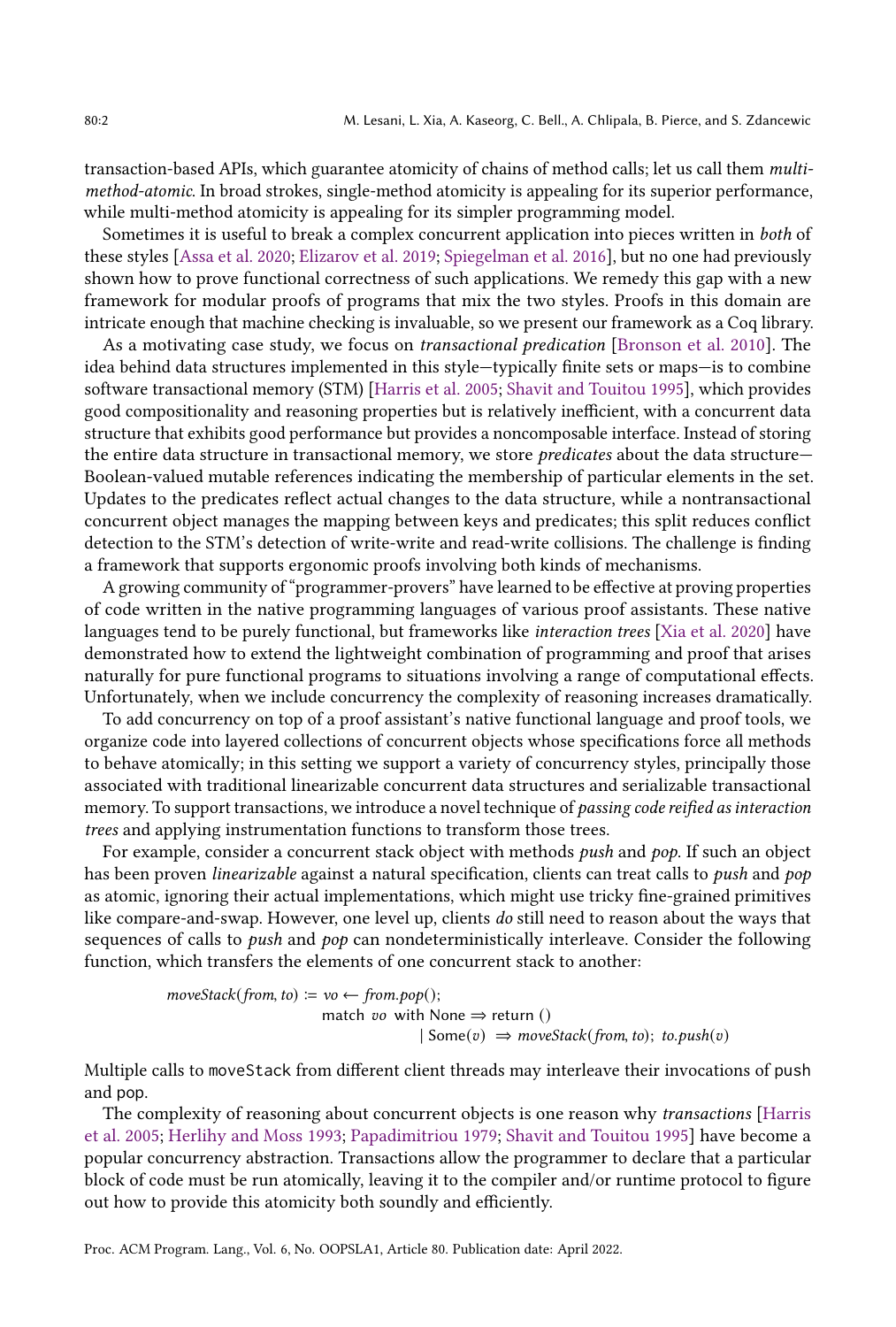transaction-based APIs, which guarantee atomicity of chains of method calls; let us call them *multi-method-atomic*. In broad strokes, single-method atomicity is appealing for its superior performance, while multi-method atomicity is appealing for its simpler programming model.

Sometimes it is useful to break a complex concurrent application into pieces written in *both* of these styles [Assa et al. 2020; Elizarov et al. 2019; Spiegelman et al. 2016], but no one had previously shown how to prove functional correctness of such applications. We remedy this gap with a new framework for modular proofs of programs that mix the two styles. Proofs in this domain are intricate enough that machine checking is invaluable, so we present our framework as a Coq library.

As a motivating case study, we focus on *transactional predication* [Bronson et al. 2010]. The idea behind data structures implemented in this style—typically finite sets or maps—is to combine software transactional memory (STM) [Harris et al. 2005; Shavit and Touitou 1995], which provides good compositionality and reasoning properties but is relatively inefficient, with a concurrent data structure that exhibits good performance but provides a noncomposable interface. Instead of storing the entire data structure in transactional memory, we store *predicates* about the data structure—Boolean-valued mutable references indicating the membership of particular elements in the set. Updates to the predicates reflect actual changes to the data structure, while a nontransactional concurrent object manages the mapping between keys and predicates; this split reduces conflict detection to the STM's detection of write-write and read-write collisions. The challenge is finding a framework that supports ergonomic proofs involving both kinds of mechanisms.

A growing community of "programmer-provers" have learned to be effective at proving properties of code written in the native programming languages of various proof assistants. These native languages tend to be purely functional, but frameworks like *interaction trees* [Xia et al. 2020] have demonstrated how to extend the lightweight combination of programming and proof that arises naturally for pure functional programs to situations involving a range of computational effects. Unfortunately, when we include concurrency the complexity of reasoning increases dramatically.

To add concurrency on top of a proof assistant's native functional language and proof tools, we organize code into layered collections of concurrent objects whose specifications force all methods to behave atomically; in this setting we support a variety of concurrency styles, principally those associated with traditional linearizable concurrent data structures and serializable transactional memory. To support transactions, we introduce a novel technique of *passing code reified as interaction trees* and applying instrumentation functions to transform those trees.

For example, consider a concurrent stack object with methods *push* and *pop*. If such an object has been proven *linearizable* against a natural specification, clients can treat calls to *push* and *pop* as atomic, ignoring their actual implementations, which might use tricky fine-grained primitives like compare-and-swap. However, one level up, clients *do* still need to reason about the ways that sequences of calls to *push* and *pop* can nondeterministically interleave. Consider the following function, which transfers the elements of one concurrent stack to another:

$$
\begin{aligned}
\mathit{moveStack}(\mathit{from}, \mathit{to}) \coloneqq\ & \mathit{vo} \leftarrow \mathit{from}.\mathit{pop}();\\
& \mathsf{match}\ \mathit{vo}\ \mathsf{with}\ \mathsf{None} \Rightarrow \mathsf{return}\ ()\\
& \qquad\qquad\qquad\ \mid \mathsf{Some}(v)\ \Rightarrow \mathit{moveStack}(\mathit{from}, \mathit{to});\ \mathit{to}.\mathit{push}(v)
\end{aligned}
$$

Multiple calls to `moveStack` from different client threads may interleave their invocations of `push` and `pop`.

The complexity of reasoning about concurrent objects is one reason why *transactions* [Harris et al. 2005; Herlihy and Moss 1993; Papadimitriou 1979; Shavit and Touitou 1995] have become a popular concurrency abstraction. Transactions allow the programmer to declare that a particular block of code must be run atomically, leaving it to the compiler and/or runtime protocol to figure out how to provide this atomicity both soundly and efficiently.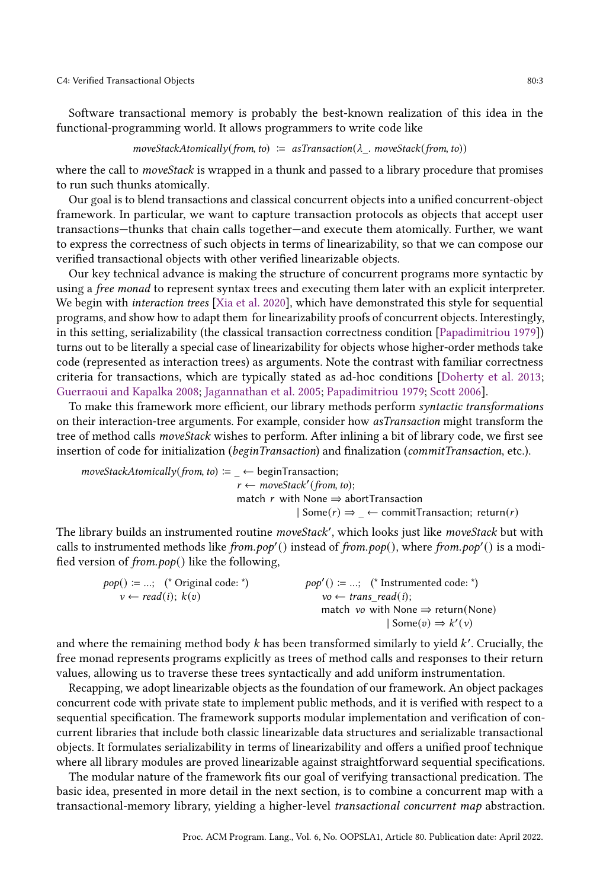Software transactional memory is probably the best-known realization of this idea in the functional-programming world. It allows programmers to write code like

$$moveStackAtomically(from, to) \; := \; asTransaction(\lambda\_.\; moveStack(from, to))$$

where the call to *moveStack* is wrapped in a thunk and passed to a library procedure that promises to run such thunks atomically.

Our goal is to blend transactions and classical concurrent objects into a unified concurrent-object framework. In particular, we want to capture transaction protocols as objects that accept user transactions—thunks that chain calls together—and execute them atomically. Further, we want to express the correctness of such objects in terms of linearizability, so that we can compose our verified transactional objects with other verified linearizable objects.

Our key technical advance is making the structure of concurrent programs more syntactic by using a *free monad* to represent syntax trees and executing them later with an explicit interpreter. We begin with *interaction trees* [Xia et al. 2020], which have demonstrated this style for sequential programs, and show how to adapt them for linearizability proofs of concurrent objects. Interestingly, in this setting, serializability (the classical transaction correctness condition [Papadimitriou 1979]) turns out to be literally a special case of linearizability for objects whose higher-order methods take code (represented as interaction trees) as arguments. Note the contrast with familiar correctness criteria for transactions, which are typically stated as ad-hoc conditions [Doherty et al. 2013; Guerraoui and Kapalka 2008; Jagannathan et al. 2005; Papadimitriou 1979; Scott 2006].

To make this framework more efficient, our library methods perform *syntactic transformations* on their interaction-tree arguments. For example, consider how *asTransaction* might transform the tree of method calls *moveStack* wishes to perform. After inlining a bit of library code, we first see insertion of code for initialization (*beginTransaction*) and finalization (*commitTransaction*, etc.).

```
moveStackAtomically(from, to) := _ ← beginTransaction;
                                 r ← moveStack′(from, to);
                                 match r with None ⇒ abortTransaction
                                            | Some(r) ⇒ _ ← commitTransaction; return(r)
```

The library builds an instrumented routine *moveStack′*, which looks just like *moveStack* but with calls to instrumented methods like *from.pop′*() instead of *from.pop*(), where *from.pop′*() is a modified version of *from.pop*() like the following,

```
pop() := ...;   (* Original code: *)          pop′() := ...;   (* Instrumented code: *)
    v ← read(i); k(v)                             vo ← trans_read(i);
                                                  match vo with None ⇒ return(None)
                                                              | Some(v) ⇒ k′(v)
```

and where the remaining method body $k$ has been transformed similarly to yield $k'$. Crucially, the free monad represents programs explicitly as trees of method calls and responses to their return values, allowing us to traverse these trees syntactically and add uniform instrumentation.

Recapping, we adopt linearizable objects as the foundation of our framework. An object packages concurrent code with private state to implement public methods, and it is verified with respect to a sequential specification. The framework supports modular implementation and verification of concurrent libraries that include both classic linearizable data structures and serializable transactional objects. It formulates serializability in terms of linearizability and offers a unified proof technique where all library modules are proved linearizable against straightforward sequential specifications.

The modular nature of the framework fits our goal of verifying transactional predication. The basic idea, presented in more detail in the next section, is to combine a concurrent map with a transactional-memory library, yielding a higher-level *transactional concurrent map* abstraction.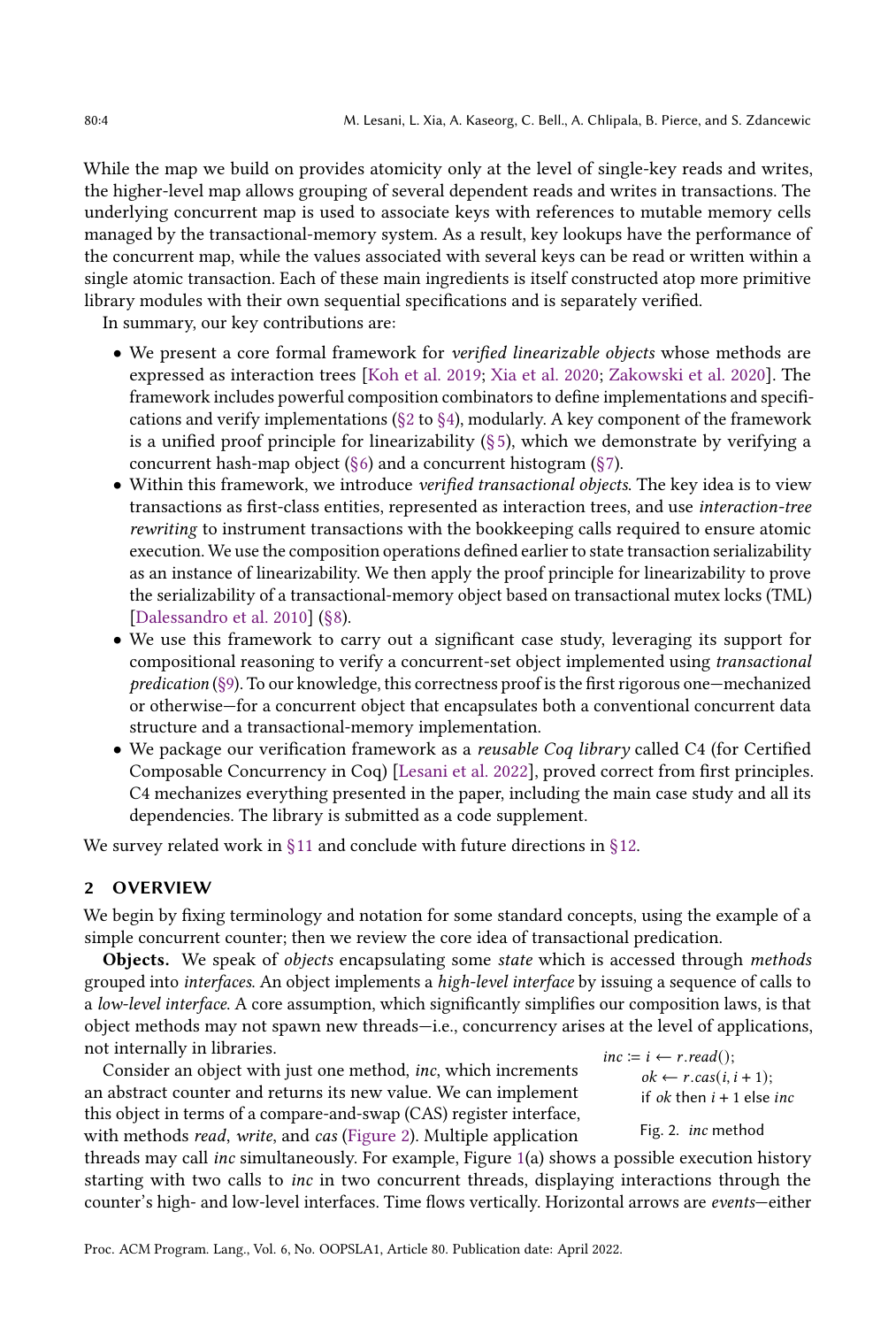While the map we build on provides atomicity only at the level of single-key reads and writes, the higher-level map allows grouping of several dependent reads and writes in transactions. The underlying concurrent map is used to associate keys with references to mutable memory cells managed by the transactional-memory system. As a result, key lookups have the performance of the concurrent map, while the values associated with several keys can be read or written within a single atomic transaction. Each of these main ingredients is itself constructed atop more primitive library modules with their own sequential specifications and is separately verified.

In summary, our key contributions are:

- We present a core formal framework for *verified linearizable objects* whose methods are expressed as interaction trees [Koh et al. 2019; Xia et al. 2020; Zakowski et al. 2020]. The framework includes powerful composition combinators to define implementations and specifications and verify implementations (§2 to §4), modularly. A key component of the framework is a unified proof principle for linearizability (§5), which we demonstrate by verifying a concurrent hash-map object (§6) and a concurrent histogram (§7).
- Within this framework, we introduce *verified transactional objects*. The key idea is to view transactions as first-class entities, represented as interaction trees, and use *interaction-tree rewriting* to instrument transactions with the bookkeeping calls required to ensure atomic execution. We use the composition operations defined earlier to state transaction serializability as an instance of linearizability. We then apply the proof principle for linearizability to prove the serializability of a transactional-memory object based on transactional mutex locks (TML) [Dalessandro et al. 2010] (§8).
- We use this framework to carry out a significant case study, leveraging its support for compositional reasoning to verify a concurrent-set object implemented using *transactional predication* (§9). To our knowledge, this correctness proof is the first rigorous one—mechanized or otherwise—for a concurrent object that encapsulates both a conventional concurrent data structure and a transactional-memory implementation.
- We package our verification framework as a *reusable Coq library* called C4 (for Certified Composable Concurrency in Coq) [Lesani et al. 2022], proved correct from first principles. C4 mechanizes everything presented in the paper, including the main case study and all its dependencies. The library is submitted as a code supplement.

We survey related work in §11 and conclude with future directions in §12.

## 2 OVERVIEW

We begin by fixing terminology and notation for some standard concepts, using the example of a simple concurrent counter; then we review the core idea of transactional predication.

**Objects.** We speak of *objects* encapsulating some *state* which is accessed through *methods* grouped into *interfaces*. An object implements a *high-level interface* by issuing a sequence of calls to a *low-level interface*. A core assumption, which significantly simplifies our composition laws, is that object methods may not spawn new threads—i.e., concurrency arises at the level of applications, not internally in libraries.

Consider an object with just one method, *inc*, which increments an abstract counter and returns its new value. We can implement this object in terms of a compare-and-swap (CAS) register interface, with methods *read*, *write*, and *cas* (Figure 2). Multiple application threads may call *inc* simultaneously. For example, Figure 1(a) shows a possible execution history starting with two calls to *inc* in two concurrent threads, displaying interactions through the counter's high- and low-level interfaces. Time flows vertically. Horizontal arrows are *events*—either

$$
\begin{aligned}
inc \coloneqq\ & i \leftarrow r.read(); \\
& ok \leftarrow r.cas(i, i+1); \\
& \text{if } ok \text{ then } i+1 \text{ else } inc
\end{aligned}
$$

Fig. 2. *inc* method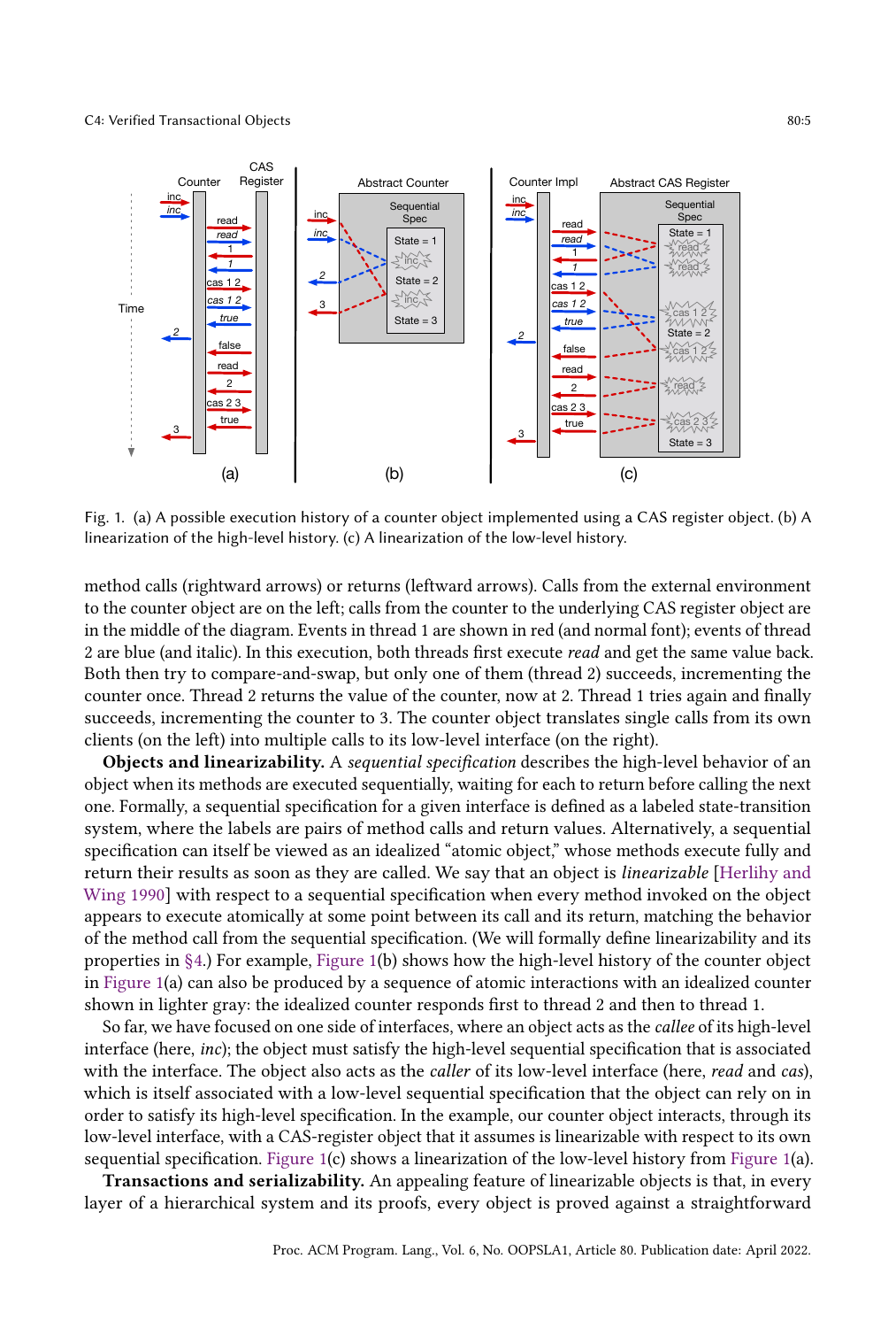Fig. 1. (a) A possible execution history of a counter object implemented using a CAS register object. (b) A linearization of the high-level history. (c) A linearization of the low-level history.

method calls (rightward arrows) or returns (leftward arrows). Calls from the external environment to the counter object are on the left; calls from the counter to the underlying CAS register object are in the middle of the diagram. Events in thread 1 are shown in red (and normal font); events of thread 2 are blue (and italic). In this execution, both threads first execute *read* and get the same value back. Both then try to compare-and-swap, but only one of them (thread 2) succeeds, incrementing the counter once. Thread 2 returns the value of the counter, now at 2. Thread 1 tries again and finally succeeds, incrementing the counter to 3. The counter object translates single calls from its own clients (on the left) into multiple calls to its low-level interface (on the right).

**Objects and linearizability.** A *sequential specification* describes the high-level behavior of an object when its methods are executed sequentially, waiting for each to return before calling the next one. Formally, a sequential specification for a given interface is defined as a labeled state-transition system, where the labels are pairs of method calls and return values. Alternatively, a sequential specification can itself be viewed as an idealized "atomic object," whose methods execute fully and return their results as soon as they are called. We say that an object is *linearizable* [Herlihy and Wing 1990] with respect to a sequential specification when every method invoked on the object appears to execute atomically at some point between its call and its return, matching the behavior of the method call from the sequential specification. (We will formally define linearizability and its properties in §4.) For example, Figure 1(b) shows how the high-level history of the counter object in Figure 1(a) can also be produced by a sequence of atomic interactions with an idealized counter shown in lighter gray: the idealized counter responds first to thread 2 and then to thread 1.

So far, we have focused on one side of interfaces, where an object acts as the *callee* of its high-level interface (here, *inc*); the object must satisfy the high-level sequential specification that is associated with the interface. The object also acts as the *caller* of its low-level interface (here, *read* and *cas*), which is itself associated with a low-level sequential specification that the object can rely on in order to satisfy its high-level specification. In the example, our counter object interacts, through its low-level interface, with a CAS-register object that it assumes is linearizable with respect to its own sequential specification. Figure 1(c) shows a linearization of the low-level history from Figure 1(a).

**Transactions and serializability.** An appealing feature of linearizable objects is that, in every layer of a hierarchical system and its proofs, every object is proved against a straightforward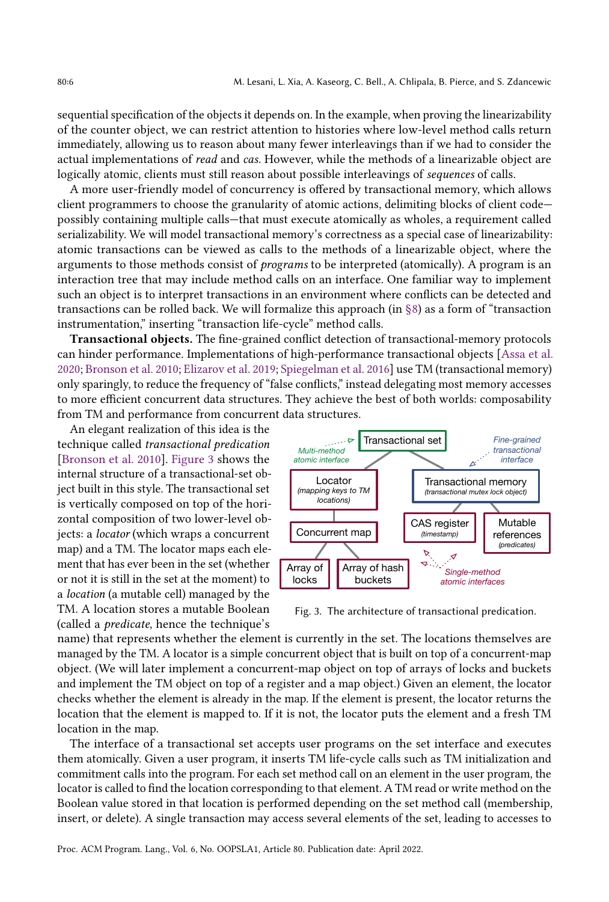sequential specification of the objects it depends on. In the example, when proving the linearizability of the counter object, we can restrict attention to histories where low-level method calls return immediately, allowing us to reason about many fewer interleavings than if we had to consider the actual implementations of *read* and *cas*. However, while the methods of a linearizable object are logically atomic, clients must still reason about possible interleavings of *sequences* of calls.

A more user-friendly model of concurrency is offered by transactional memory, which allows client programmers to choose the granularity of atomic actions, delimiting blocks of client code—possibly containing multiple calls—that must execute atomically as wholes, a requirement called serializability. We will model transactional memory's correctness as a special case of linearizability: atomic transactions can be viewed as calls to the methods of a linearizable object, where the arguments to those methods consist of *programs* to be interpreted (atomically). A program is an interaction tree that may include method calls on an interface. One familiar way to implement such an object is to interpret transactions in an environment where conflicts can be detected and transactions can be rolled back. We will formalize this approach (in §8) as a form of "transaction instrumentation," inserting "transaction life-cycle" method calls.

**Transactional objects.** The fine-grained conflict detection of transactional-memory protocols can hinder performance. Implementations of high-performance transactional objects [Assa et al. 2020; Bronson et al. 2010; Elizarov et al. 2019; Spiegelman et al. 2016] use TM (transactional memory) only sparingly, to reduce the frequency of "false conflicts," instead delegating most memory accesses to more efficient concurrent data structures. They achieve the best of both worlds: composability from TM and performance from concurrent data structures.

An elegant realization of this idea is the technique called *transactional predication* [Bronson et al. 2010]. Figure 3 shows the internal structure of a transactional-set object built in this style. The transactional set is vertically composed on top of the horizontal composition of two lower-level objects: a *locator* (which wraps a concurrent map) and a TM. The locator maps each element that has ever been in the set (whether or not it is still in the set at the moment) to a *location* (a mutable cell) managed by the TM. A location stores a mutable Boolean (called a *predicate*, hence the technique's name) that represents whether the element is currently in the set. The locations themselves are managed by the TM. A locator is a simple concurrent object that is built on top of a concurrent-map object. (We will later implement a concurrent-map object on top of arrays of locks and buckets and implement the TM object on top of a register and a map object.) Given an element, the locator checks whether the element is already in the map. If the element is present, the locator returns the location that the element is mapped to. If it is not, the locator puts the element and a fresh TM location in the map.

Fig. 3. The architecture of transactional predication.

The interface of a transactional set accepts user programs on the set interface and executes them atomically. Given a user program, it inserts TM life-cycle calls such as TM initialization and commitment calls into the program. For each set method call on an element in the user program, the locator is called to find the location corresponding to that element. A TM read or write method on the Boolean value stored in that location is performed depending on the set method call (membership, insert, or delete). A single transaction may access several elements of the set, leading to accesses to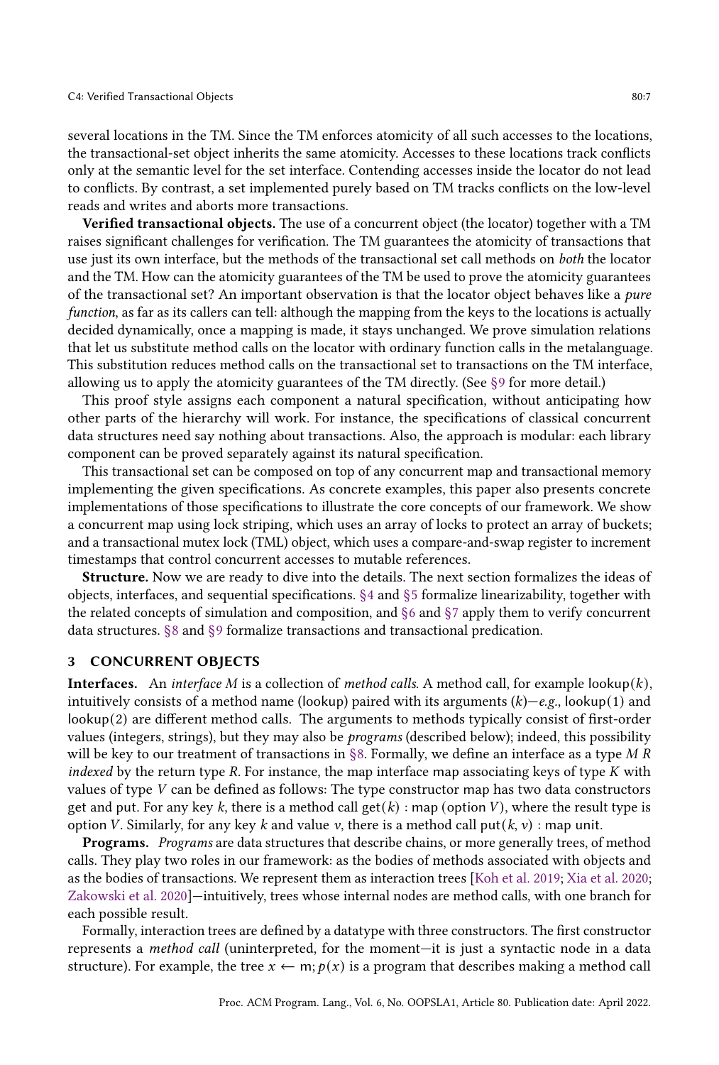several locations in the TM. Since the TM enforces atomicity of all such accesses to the locations, the transactional-set object inherits the same atomicity. Accesses to these locations track conflicts only at the semantic level for the set interface. Contending accesses inside the locator do not lead to conflicts. By contrast, a set implemented purely based on TM tracks conflicts on the low-level reads and writes and aborts more transactions.

**Verified transactional objects.** The use of a concurrent object (the locator) together with a TM raises significant challenges for verification. The TM guarantees the atomicity of transactions that use just its own interface, but the methods of the transactional set call methods on *both* the locator and the TM. How can the atomicity guarantees of the TM be used to prove the atomicity guarantees of the transactional set? An important observation is that the locator object behaves like a *pure function*, as far as its callers can tell: although the mapping from the keys to the locations is actually decided dynamically, once a mapping is made, it stays unchanged. We prove simulation relations that let us substitute method calls on the locator with ordinary function calls in the metalanguage. This substitution reduces method calls on the transactional set to transactions on the TM interface, allowing us to apply the atomicity guarantees of the TM directly. (See §9 for more detail.)

This proof style assigns each component a natural specification, without anticipating how other parts of the hierarchy will work. For instance, the specifications of classical concurrent data structures need say nothing about transactions. Also, the approach is modular: each library component can be proved separately against its natural specification.

This transactional set can be composed on top of any concurrent map and transactional memory implementing the given specifications. As concrete examples, this paper also presents concrete implementations of those specifications to illustrate the core concepts of our framework. We show a concurrent map using lock striping, which uses an array of locks to protect an array of buckets; and a transactional mutex lock (TML) object, which uses a compare-and-swap register to increment timestamps that control concurrent accesses to mutable references.

**Structure.** Now we are ready to dive into the details. The next section formalizes the ideas of objects, interfaces, and sequential specifications. §4 and §5 formalize linearizability, together with the related concepts of simulation and composition, and §6 and §7 apply them to verify concurrent data structures. §8 and §9 formalize transactions and transactional predication.

## 3 CONCURRENT OBJECTS

**Interfaces.** An *interface* $M$ is a collection of *method calls*. A method call, for example $\mathsf{lookup}(k)$, intuitively consists of a method name (lookup) paired with its arguments $(k)$—*e.g.*, $\mathsf{lookup}(1)$ and $\mathsf{lookup}(2)$ are different method calls. The arguments to methods typically consist of first-order values (integers, strings), but they may also be *programs* (described below); indeed, this possibility will be key to our treatment of transactions in §8. Formally, we define an interface as a type $M\ R$ *indexed* by the return type $R$. For instance, the map interface map associating keys of type $K$ with values of type $V$ can be defined as follows: The type constructor map has two data constructors get and put. For any key $k$, there is a method call $\mathsf{get}(k) : \mathsf{map}\ (\mathsf{option}\ V)$, where the result type is option $V$. Similarly, for any key $k$ and value $v$, there is a method call $\mathsf{put}(k, v) : \mathsf{map}\ \mathsf{unit}$.

**Programs.** *Programs* are data structures that describe chains, or more generally trees, of method calls. They play two roles in our framework: as the bodies of methods associated with objects and as the bodies of transactions. We represent them as interaction trees [Koh et al. 2019; Xia et al. 2020; Zakowski et al. 2020]—intuitively, trees whose internal nodes are method calls, with one branch for each possible result.

Formally, interaction trees are defined by a datatype with three constructors. The first constructor represents a *method call* (uninterpreted, for the moment—it is just a syntactic node in a data structure). For example, the tree $x \leftarrow \mathsf{m}; p(x)$ is a program that describes making a method call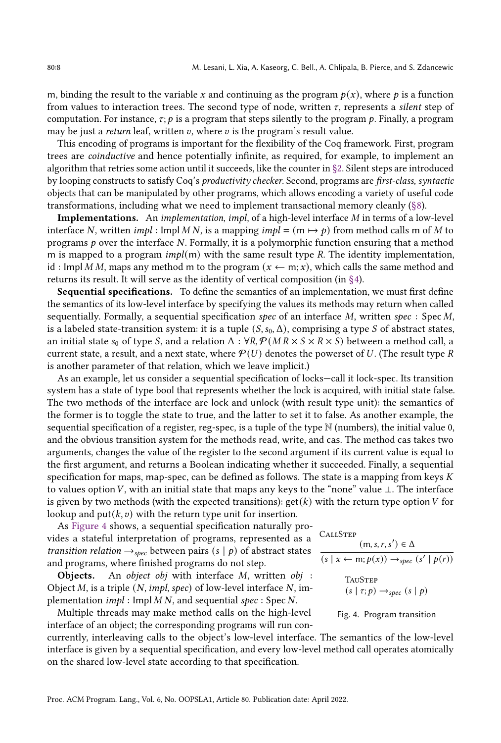m, binding the result to the variable $x$ and continuing as the program $p(x)$, where $p$ is a function from values to interaction trees. The second type of node, written $\tau$, represents a *silent* step of computation. For instance, $\tau; p$ is a program that steps silently to the program $p$. Finally, a program may be just a *return* leaf, written $v$, where $v$ is the program's result value.

This encoding of programs is important for the flexibility of the Coq framework. First, program trees are *coinductive* and hence potentially infinite, as required, for example, to implement an algorithm that retries some action until it succeeds, like the counter in §2. Silent steps are introduced by looping constructs to satisfy Coq's *productivity checker*. Second, programs are *first-class, syntactic* objects that can be manipulated by other programs, which allows encoding a variety of useful code transformations, including what we need to implement transactional memory cleanly (§8).

**Implementations.** An *implementation*, *impl*, of a high-level interface $M$ in terms of a low-level interface $N$, written $impl : \mathsf{Impl}\, M\, N$, is a mapping $impl = (\mathsf{m} \mapsto p)$ from method calls m of $M$ to programs $p$ over the interface $N$. Formally, it is a polymorphic function ensuring that a method m is mapped to a program $impl(\mathsf{m})$ with the same result type $R$. The identity implementation, $\mathsf{id} : \mathsf{Impl}\, M\, M$, maps any method m to the program $(x \leftarrow \mathsf{m}; x)$, which calls the same method and returns its result. It will serve as the identity of vertical composition (in §4).

**Sequential specifications.** To define the semantics of an implementation, we must first define the semantics of its low-level interface by specifying the values its methods may return when called sequentially. Formally, a sequential specification *spec* of an interface $M$, written $spec : \mathsf{Spec}\, M$, is a labeled state-transition system: it is a tuple $(S, s_0, \Delta)$, comprising a type $S$ of abstract states, an initial state $s_0$ of type $S$, and a relation $\Delta : \forall R, \mathcal{P}(M\, R \times S \times R \times S)$ between a method call, a current state, a result, and a next state, where $\mathcal{P}(U)$ denotes the powerset of $U$. (The result type $R$ is another parameter of that relation, which we leave implicit.)

As an example, let us consider a sequential specification of locks—call it lock-spec. Its transition system has a state of type bool that represents whether the lock is acquired, with initial state false. The two methods of the interface are lock and unlock (with result type unit): the semantics of the former is to toggle the state to true, and the latter to set it to false. As another example, the sequential specification of a register, reg-spec, is a tuple of the type $\mathbb{N}$ (numbers), the initial value 0, and the obvious transition system for the methods read, write, and cas. The method cas takes two arguments, changes the value of the register to the second argument if its current value is equal to the first argument, and returns a Boolean indicating whether it succeeded. Finally, a sequential specification for maps, map-spec, can be defined as follows. The state is a mapping from keys $K$ to values option $V$, with an initial state that maps any keys to the "none" value $\bot$. The interface is given by two methods (with the expected transitions): $\mathsf{get}(k)$ with the return type option $V$ for lookup and $\mathsf{put}(k, v)$ with the return type unit for insertion.

As Figure 4 shows, a sequential specification naturally provides a stateful interpretation of programs, represented as a *transition relation* $\rightarrow_{spec}$ between pairs $(s \mid p)$ of abstract states and programs, where finished programs do not step.

$$\textsc{CallStep}\quad \frac{(\mathsf{m}, s, r, s') \in \Delta}{(s \mid x \leftarrow \mathsf{m}; p(x)) \rightarrow_{spec} (s' \mid p(r))}$$

$$\textsc{TauStep}\quad (s \mid \tau; p) \rightarrow_{spec} (s \mid p)$$

Fig. 4. Program transition

**Objects.** An *object obj* with interface $M$, written $obj : \mathsf{Object}\, M$, is a triple $(N, impl, spec)$ of low-level interface $N$, implementation $impl : \mathsf{Impl}\, M\, N$, and sequential $spec : \mathsf{Spec}\, N$.

Multiple threads may make method calls on the high-level interface of an object; the corresponding programs will run concurrently, interleaving calls to the object's low-level interface. The semantics of the low-level interface is given by a sequential specification, and every low-level method call operates atomically on the shared low-level state according to that specification.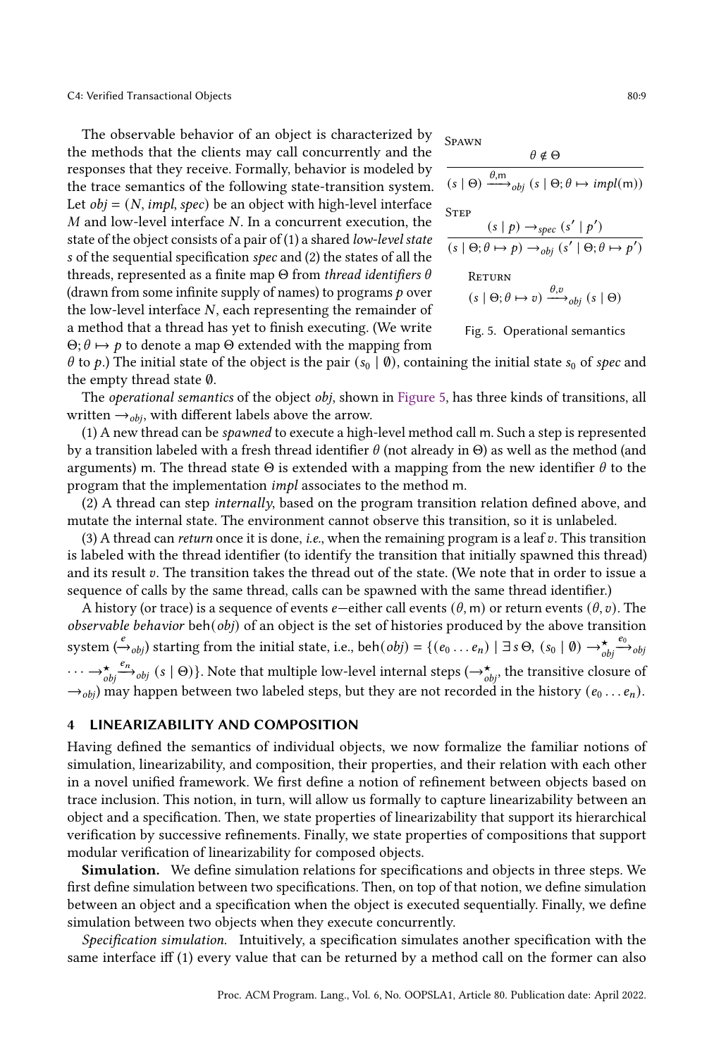The observable behavior of an object is characterized by the methods that the clients may call concurrently and the responses that they receive. Formally, behavior is modeled by the trace semantics of the following state-transition system. Let $obj = (N, impl, spec)$ be an object with high-level interface $M$ and low-level interface $N$. In a concurrent execution, the state of the object consists of a pair of (1) a shared *low-level state* $s$ of the sequential specification *spec* and (2) the states of all the threads, represented as a finite map $\Theta$ from *thread identifiers* $\theta$ (drawn from some infinite supply of names) to programs $p$ over the low-level interface $N$, each representing the remainder of a method that a thread has yet to finish executing. (We write $\Theta; \theta \mapsto p$ to denote a map $\Theta$ extended with the mapping from $\theta$ to $p$.) The initial state of the object is the pair $(s_0 \mid \emptyset)$, containing the initial state $s_0$ of *spec* and the empty thread state $\emptyset$.

Spawn
$$\frac{\theta \notin \Theta}{(s \mid \Theta) \xrightarrow{\theta,\mathsf{m}}_{obj} (s \mid \Theta; \theta \mapsto impl(\mathsf{m}))}$$

Step
$$\frac{(s \mid p) \rightarrow_{spec} (s' \mid p')}{(s \mid \Theta; \theta \mapsto p) \rightarrow_{obj} (s' \mid \Theta; \theta \mapsto p')}$$

Return
$$(s \mid \Theta; \theta \mapsto v) \xrightarrow{\theta, v}_{obj} (s \mid \Theta)$$

Fig. 5. Operational semantics

The *operational semantics* of the object *obj*, shown in Figure 5, has three kinds of transitions, all written $\rightarrow_{obj}$, with different labels above the arrow.

(1) A new thread can be *spawned* to execute a high-level method call m. Such a step is represented by a transition labeled with a fresh thread identifier $\theta$ (not already in $\Theta$) as well as the method (and arguments) m. The thread state $\Theta$ is extended with a mapping from the new identifier $\theta$ to the program that the implementation *impl* associates to the method m.

(2) A thread can step *internally*, based on the program transition relation defined above, and mutate the internal state. The environment cannot observe this transition, so it is unlabeled.

(3) A thread can *return* once it is done, *i.e.*, when the remaining program is a leaf $v$. This transition is labeled with the thread identifier (to identify the transition that initially spawned this thread) and its result $v$. The transition takes the thread out of the state. (We note that in order to issue a sequence of calls by the same thread, calls can be spawned with the same thread identifier.)

A history (or trace) is a sequence of events $e$—either call events $(\theta, \mathsf{m})$ or return events $(\theta, v)$. The *observable behavior* $\mathsf{beh}(obj)$ of an object is the set of histories produced by the above transition system ($\xrightarrow{e}_{obj}$) starting from the initial state, i.e., $\mathsf{beh}(obj) = \{(e_0 \dots e_n) \mid \exists\, s\, \Theta,\ (s_0 \mid \emptyset) \rightarrow^{\star}_{obj} \xrightarrow{e_0}_{obj} \cdots \rightarrow^{\star}_{obj} \xrightarrow{e_n}_{obj} (s \mid \Theta)\}$. Note that multiple low-level internal steps ($\rightarrow^{\star}_{obj}$, the transitive closure of $\rightarrow_{obj}$) may happen between two labeled steps, but they are not recorded in the history $(e_0 \dots e_n)$.

## 4 LINEARIZABILITY AND COMPOSITION

Having defined the semantics of individual objects, we now formalize the familiar notions of simulation, linearizability, and composition, their properties, and their relation with each other in a novel unified framework. We first define a notion of refinement between objects based on trace inclusion. This notion, in turn, will allow us formally to capture linearizability between an object and a specification. Then, we state properties of linearizability that support its hierarchical verification by successive refinements. Finally, we state properties of compositions that support modular verification of linearizability for composed objects.

**Simulation.** We define simulation relations for specifications and objects in three steps. We first define simulation between two specifications. Then, on top of that notion, we define simulation between an object and a specification when the object is executed sequentially. Finally, we define simulation between two objects when they execute concurrently.

*Specification simulation.* Intuitively, a specification simulates another specification with the same interface iff (1) every value that can be returned by a method call on the former can also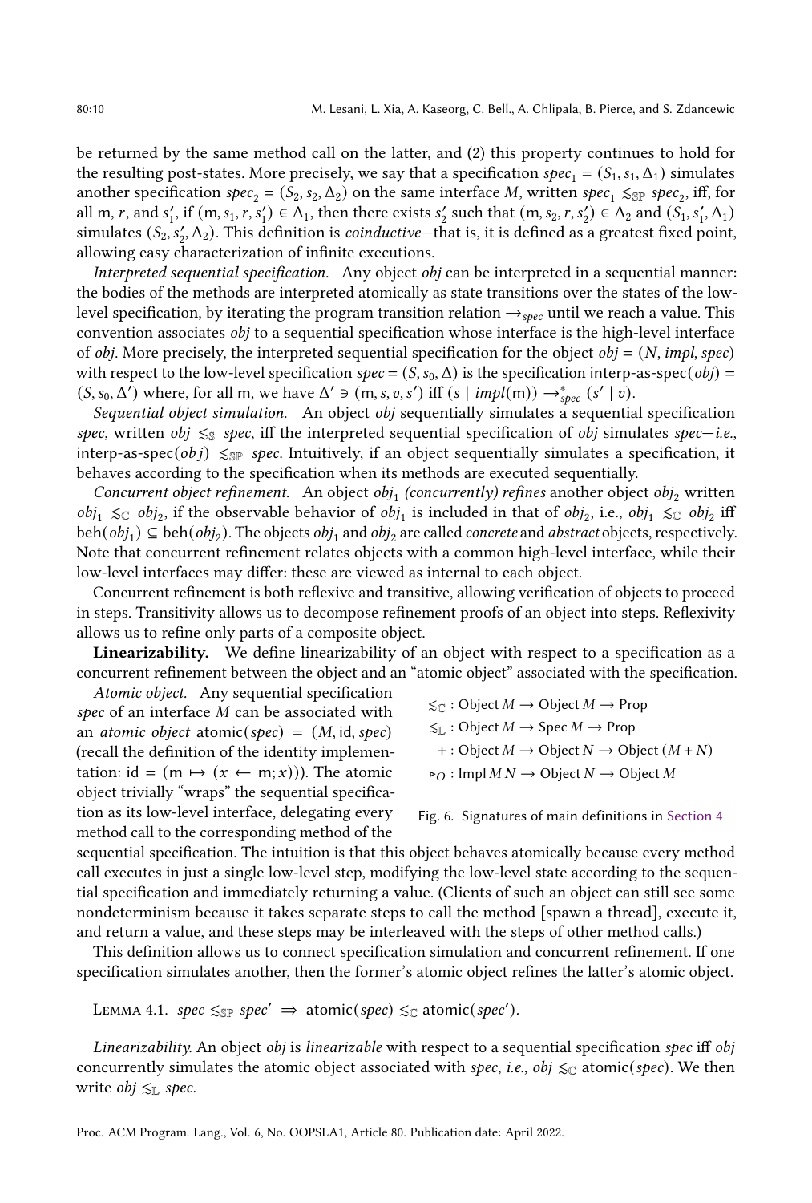be returned by the same method call on the latter, and (2) this property continues to hold for the resulting post-states. More precisely, we say that a specification $spec_1 = (S_1, s_1, \Delta_1)$ simulates another specification $spec_2 = (S_2, s_2, \Delta_2)$ on the same interface $M$, written $spec_1 \lesssim_{\mathbb{SP}} spec_2$, iff, for all m, $r$, and $s_1'$, if $(\mathsf{m}, s_1, r, s_1') \in \Delta_1$, then there exists $s_2'$ such that $(\mathsf{m}, s_2, r, s_2') \in \Delta_2$ and $(S_1, s_1', \Delta_1)$ simulates $(S_2, s_2', \Delta_2)$. This definition is *coinductive*—that is, it is defined as a greatest fixed point, allowing easy characterization of infinite executions.

*Interpreted sequential specification.* Any object *obj* can be interpreted in a sequential manner: the bodies of the methods are interpreted atomically as state transitions over the states of the low-level specification, by iterating the program transition relation $\rightarrow_{spec}$ until we reach a value. This convention associates *obj* to a sequential specification whose interface is the high-level interface of *obj*. More precisely, the interpreted sequential specification for the object $obj = (N, impl, spec)$ with respect to the low-level specification $spec = (S, s_0, \Delta)$ is the specification $\mathsf{interp\text{-}as\text{-}spec}(obj) = (S, s_0, \Delta')$ where, for all m, we have $\Delta' \ni (\mathsf{m}, s, v, s')$ iff $(s \mid impl(\mathsf{m})) \rightarrow^*_{spec} (s' \mid v)$.

*Sequential object simulation.* An object *obj* sequentially simulates a sequential specification *spec*, written $obj \lesssim_{\mathbb{S}} spec$, iff the interpreted sequential specification of *obj* simulates *spec*—*i.e.*, $\mathsf{interp\text{-}as\text{-}spec}(obj) \lesssim_{\mathbb{SP}} spec$. Intuitively, if an object sequentially simulates a specification, it behaves according to the specification when its methods are executed sequentially.

*Concurrent object refinement.* An object $obj_1$ *(concurrently) refines* another object $obj_2$ written $obj_1 \lesssim_{\mathbb{C}} obj_2$, if the observable behavior of $obj_1$ is included in that of $obj_2$, i.e., $obj_1 \lesssim_{\mathbb{C}} obj_2$ iff $\mathsf{beh}(obj_1) \subseteq \mathsf{beh}(obj_2)$. The objects $obj_1$ and $obj_2$ are called *concrete* and *abstract* objects, respectively. Note that concurrent refinement relates objects with a common high-level interface, while their low-level interfaces may differ: these are viewed as internal to each object.

Concurrent refinement is both reflexive and transitive, allowing verification of objects to proceed in steps. Transitivity allows us to decompose refinement proofs of an object into steps. Reflexivity allows us to refine only parts of a composite object.

**Linearizability.** We define linearizability of an object with respect to a specification as a concurrent refinement between the object and an "atomic object" associated with the specification.

$$
\begin{aligned}
\lesssim_{\mathbb{C}} &: \mathsf{Object}\ M \rightarrow \mathsf{Object}\ M \rightarrow \mathsf{Prop} \\
\lesssim_{\mathbb{L}} &: \mathsf{Object}\ M \rightarrow \mathsf{Spec}\ M \rightarrow \mathsf{Prop} \\
+ &: \mathsf{Object}\ M \rightarrow \mathsf{Object}\ N \rightarrow \mathsf{Object}\ (M + N) \\
\triangleright_O &: \mathsf{Impl}\ M\ N \rightarrow \mathsf{Object}\ N \rightarrow \mathsf{Object}\ M
\end{aligned}
$$

Fig. 6. Signatures of main definitions in Section 4

*Atomic object.* Any sequential specification *spec* of an interface $M$ can be associated with an *atomic object* $\mathsf{atomic}(spec) = (M, \mathsf{id}, spec)$ (recall the definition of the identity implementation: $\mathsf{id} = (\mathsf{m} \mapsto (x \leftarrow \mathsf{m}; x))$). The atomic object trivially "wraps" the sequential specification as its low-level interface, delegating every method call to the corresponding method of the sequential specification. The intuition is that this object behaves atomically because every method call executes in just a single low-level step, modifying the low-level state according to the sequential specification and immediately returning a value. (Clients of such an object can still see some nondeterminism because it takes separate steps to call the method [spawn a thread], execute it, and return a value, and these steps may be interleaved with the steps of other method calls.)

This definition allows us to connect specification simulation and concurrent refinement. If one specification simulates another, then the former's atomic object refines the latter's atomic object.

Lemma 4.1. *$spec \lesssim_{\mathbb{SP}} spec' \Rightarrow \mathsf{atomic}(spec) \lesssim_{\mathbb{C}} \mathsf{atomic}(spec')$.*

*Linearizability.* An object *obj* is *linearizable* with respect to a sequential specification *spec* iff *obj* concurrently simulates the atomic object associated with *spec*, *i.e.*, $obj \lesssim_{\mathbb{C}} \mathsf{atomic}(spec)$. We then write $obj \lesssim_{\mathbb{L}} spec$.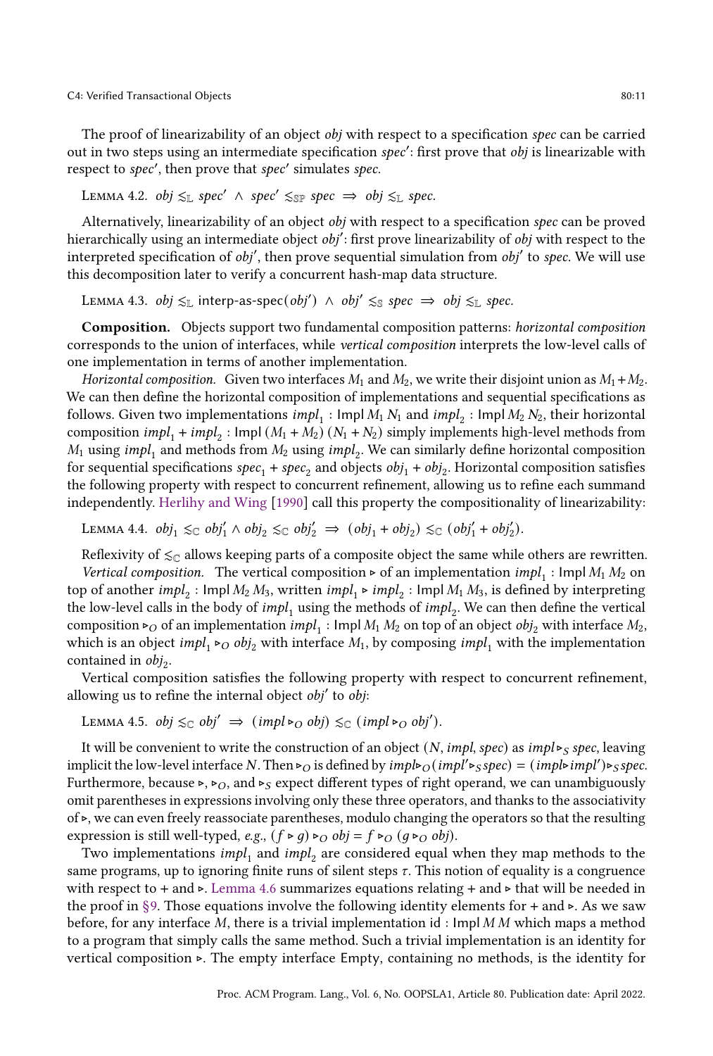The proof of linearizability of an object *obj* with respect to a specification *spec* can be carried out in two steps using an intermediate specification *spec*′: first prove that *obj* is linearizable with respect to *spec*′, then prove that *spec*′ simulates *spec*.

Lemma 4.2. $obj \lesssim_{\mathbb{L}} spec' \;\wedge\; spec' \lesssim_{\mathbb{SP}} spec \;\Rightarrow\; obj \lesssim_{\mathbb{L}} spec.$

Alternatively, linearizability of an object *obj* with respect to a specification *spec* can be proved hierarchically using an intermediate object *obj*′: first prove linearizability of *obj* with respect to the interpreted specification of *obj*′, then prove sequential simulation from *obj*′ to *spec*. We will use this decomposition later to verify a concurrent hash-map data structure.

Lemma 4.3. $obj \lesssim_{\mathbb{L}} \text{interp-as-spec}(obj') \;\wedge\; obj' \lesssim_{\mathbb{S}} spec \;\Rightarrow\; obj \lesssim_{\mathbb{L}} spec.$

**Composition.** Objects support two fundamental composition patterns: *horizontal composition* corresponds to the union of interfaces, while *vertical composition* interprets the low-level calls of one implementation in terms of another implementation.

*Horizontal composition.* Given two interfaces $M_1$ and $M_2$, we write their disjoint union as $M_1 + M_2$. We can then define the horizontal composition of implementations and sequential specifications as follows. Given two implementations $impl_1 : \mathsf{Impl}\, M_1\, N_1$ and $impl_2 : \mathsf{Impl}\, M_2\, N_2$, their horizontal composition $impl_1 + impl_2 : \mathsf{Impl}\, (M_1 + M_2)\, (N_1 + N_2)$ simply implements high-level methods from $M_1$ using $impl_1$ and methods from $M_2$ using $impl_2$. We can similarly define horizontal composition for sequential specifications $spec_1 + spec_2$ and objects $obj_1 + obj_2$. Horizontal composition satisfies the following property with respect to concurrent refinement, allowing us to refine each summand independently. Herlihy and Wing [1990] call this property the compositionality of linearizability:

Lemma 4.4. $obj_1 \lesssim_{\mathbb{C}} obj_1' \wedge obj_2 \lesssim_{\mathbb{C}} obj_2' \;\Rightarrow\; (obj_1 + obj_2) \lesssim_{\mathbb{C}} (obj_1' + obj_2').$

Reflexivity of $\lesssim_{\mathbb{C}}$ allows keeping parts of a composite object the same while others are rewritten.

*Vertical composition.* The vertical composition $\triangleright$ of an implementation $impl_1 : \mathsf{Impl}\, M_1\, M_2$ on top of another $impl_2 : \mathsf{Impl}\, M_2\, M_3$, written $impl_1 \triangleright impl_2 : \mathsf{Impl}\, M_1\, M_3$, is defined by interpreting the low-level calls in the body of $impl_1$ using the methods of $impl_2$. We can then define the vertical composition $\triangleright_O$ of an implementation $impl_1 : \mathsf{Impl}\, M_1\, M_2$ on top of an object $obj_2$ with interface $M_2$, which is an object $impl_1 \triangleright_O obj_2$ with interface $M_1$, by composing $impl_1$ with the implementation contained in $obj_2$.

Vertical composition satisfies the following property with respect to concurrent refinement, allowing us to refine the internal object *obj*′ to *obj*:

Lemma 4.5. $obj \lesssim_{\mathbb{C}} obj' \;\Rightarrow\; (impl \triangleright_O obj) \lesssim_{\mathbb{C}} (impl \triangleright_O obj').$

It will be convenient to write the construction of an object $(N, impl, spec)$ as $impl \triangleright_S spec$, leaving implicit the low-level interface $N$. Then $\triangleright_O$ is defined by $impl \triangleright_O (impl' \triangleright_S spec) = (impl \triangleright impl') \triangleright_S spec$. Furthermore, because $\triangleright$, $\triangleright_O$, and $\triangleright_S$ expect different types of right operand, we can unambiguously omit parentheses in expressions involving only these three operators, and thanks to the associativity of $\triangleright$, we can even freely reassociate parentheses, modulo changing the operators so that the resulting expression is still well-typed, *e.g.*, $(f \triangleright g) \triangleright_O obj = f \triangleright_O (g \triangleright_O obj)$.

Two implementations $impl_1$ and $impl_2$ are considered equal when they map methods to the same programs, up to ignoring finite runs of silent steps $\tau$. This notion of equality is a congruence with respect to $+$ and $\triangleright$. Lemma 4.6 summarizes equations relating $+$ and $\triangleright$ that will be needed in the proof in §9. Those equations involve the following identity elements for $+$ and $\triangleright$. As we saw before, for any interface $M$, there is a trivial implementation $\mathsf{id} : \mathsf{Impl}\, M\, M$ which maps a method to a program that simply calls the same method. Such a trivial implementation is an identity for vertical composition $\triangleright$. The empty interface $\mathsf{Empty}$, containing no methods, is the identity for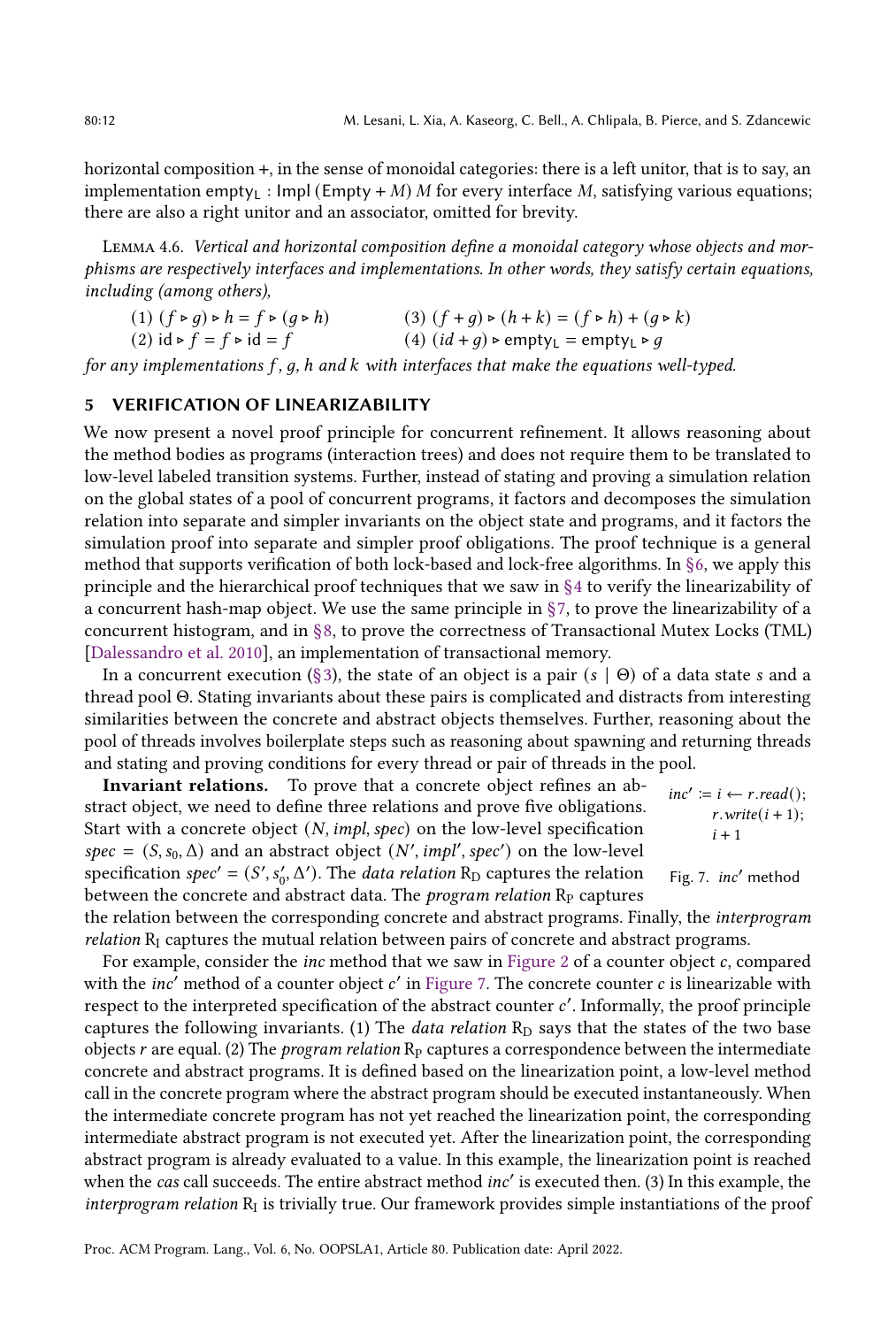horizontal composition +, in the sense of monoidal categories: there is a left unitor, that is to say, an implementation $\mathsf{empty}_\mathsf{L} : \mathsf{Impl}\ (\mathsf{Empty} + M)\ M$ for every interface $M$, satisfying various equations; there are also a right unitor and an associator, omitted for brevity.

Lemma 4.6. *Vertical and horizontal composition define a monoidal category whose objects and morphisms are respectively interfaces and implementations. In other words, they satisfy certain equations, including (among others),*

(1) $(f \triangleright g) \triangleright h = f \triangleright (g \triangleright h)$

(2) $\mathsf{id} \triangleright f = f \triangleright \mathsf{id} = f$

(3) $(f + g) \triangleright (h + k) = (f \triangleright h) + (g \triangleright k)$

(4) $(id + g) \triangleright \mathsf{empty}_\mathsf{L} = \mathsf{empty}_\mathsf{L} \triangleright g$

*for any implementations $f$, $g$, $h$ and $k$ with interfaces that make the equations well-typed.*

## 5 VERIFICATION OF LINEARIZABILITY

We now present a novel proof principle for concurrent refinement. It allows reasoning about the method bodies as programs (interaction trees) and does not require them to be translated to low-level labeled transition systems. Further, instead of stating and proving a simulation relation on the global states of a pool of concurrent programs, it factors and decomposes the simulation relation into separate and simpler invariants on the object state and programs, and it factors the simulation proof into separate and simpler proof obligations. The proof technique is a general method that supports verification of both lock-based and lock-free algorithms. In §6, we apply this principle and the hierarchical proof techniques that we saw in §4 to verify the linearizability of a concurrent hash-map object. We use the same principle in §7, to prove the linearizability of a concurrent histogram, and in §8, to prove the correctness of Transactional Mutex Locks (TML) [Dalessandro et al. 2010], an implementation of transactional memory.

In a concurrent execution (§3), the state of an object is a pair $(s \mid \Theta)$ of a data state $s$ and a thread pool $\Theta$. Stating invariants about these pairs is complicated and distracts from interesting similarities between the concrete and abstract objects themselves. Further, reasoning about the pool of threads involves boilerplate steps such as reasoning about spawning and returning threads and stating and proving conditions for every thread or pair of threads in the pool.

$$
\begin{aligned}
inc' := {} & i \leftarrow r.read(); \\
& r.write(i+1); \\
& i+1
\end{aligned}
$$

Fig. 7. $inc'$ method

**Invariant relations.** To prove that a concrete object refines an abstract object, we need to define three relations and prove five obligations. Start with a concrete object $(N, impl, spec)$ on the low-level specification $spec = (S, s_0, \Delta)$ and an abstract object $(N', impl', spec')$ on the low-level specification $spec' = (S', s'_0, \Delta')$. The *data relation* $\mathrm{R_D}$ captures the relation between the concrete and abstract data. The *program relation* $\mathrm{R_P}$ captures the relation between the corresponding concrete and abstract programs. Finally, the *interprogram relation* $\mathrm{R_I}$ captures the mutual relation between pairs of concrete and abstract programs.

For example, consider the *inc* method that we saw in Figure 2 of a counter object $c$, compared with the $inc'$ method of a counter object $c'$ in Figure 7. The concrete counter $c$ is linearizable with respect to the interpreted specification of the abstract counter $c'$. Informally, the proof principle captures the following invariants. (1) The *data relation* $\mathrm{R_D}$ says that the states of the two base objects $r$ are equal. (2) The *program relation* $\mathrm{R_P}$ captures a correspondence between the intermediate concrete and abstract programs. It is defined based on the linearization point, a low-level method call in the concrete program where the abstract program should be executed instantaneously. When the intermediate concrete program has not yet reached the linearization point, the corresponding intermediate abstract program is not executed yet. After the linearization point, the corresponding abstract program is already evaluated to a value. In this example, the linearization point is reached when the *cas* call succeeds. The entire abstract method $inc'$ is executed then. (3) In this example, the *interprogram relation* $\mathrm{R_I}$ is trivially true. Our framework provides simple instantiations of the proof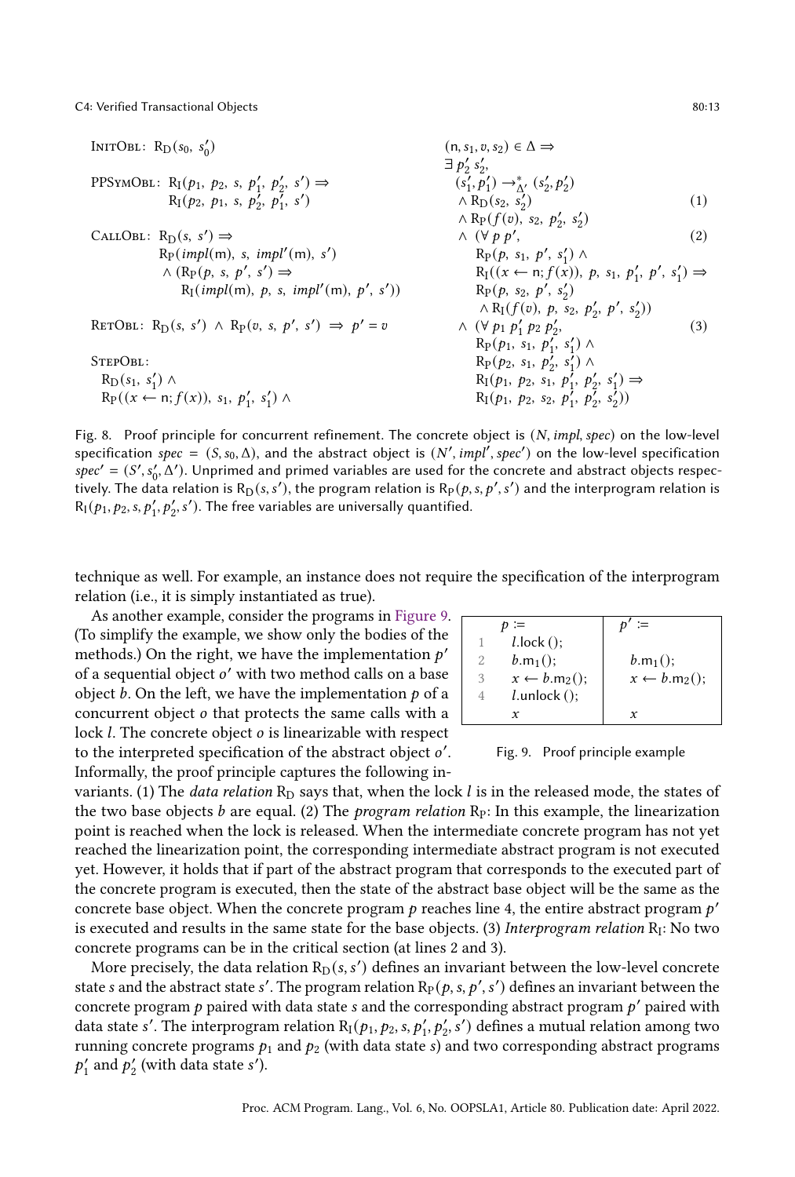$$
\begin{array}{ll}
\textsc{InitObl}:\ \mathrm{R_D}(s_0,\ s_0') & \\[6pt]
\textsc{PPSymObl}:\ \mathrm{R_I}(p_1,\ p_2,\ s,\ p_1',\ p_2',\ s') \Rightarrow & \\
\qquad\qquad\quad\ \mathrm{R_I}(p_2,\ p_1,\ s,\ p_2',\ p_1',\ s') & \\[6pt]
\textsc{CallObl}:\ \mathrm{R_D}(s,\ s') \Rightarrow & \\
\qquad \mathrm{R_P}(impl(\mathsf{m}),\ s,\ impl'(\mathsf{m}),\ s') & \\
\qquad \wedge\ (\mathrm{R_P}(p,\ s,\ p',\ s') \Rightarrow & \\
\qquad\qquad \mathrm{R_I}(impl(\mathsf{m}),\ p,\ s,\ impl'(\mathsf{m}),\ p',\ s')) & \\[6pt]
\textsc{RetObl}:\ \mathrm{R_D}(s,\ s') \ \wedge\ \mathrm{R_P}(v,\ s,\ p',\ s') \ \Rightarrow\ p' = v & \\[6pt]
\textsc{StepObl}: & \\
\quad \mathrm{R_D}(s_1,\ s_1') \ \wedge & \\
\quad \mathrm{R_P}((x \leftarrow \mathsf{n}; f(x)),\ s_1,\ p_1',\ s_1') \ \wedge & \\
\quad (\mathsf{n}, s_1, v, s_2) \in \Delta \Rightarrow & \\
\quad \exists\, p_2'\ s_2', & \\
\qquad (s_1', p_1') \to^{*}_{\Delta'} (s_2', p_2') & \\
\qquad \wedge\ \mathrm{R_D}(s_2,\ s_2') & (1)\\
\qquad \wedge\ \mathrm{R_P}(f(v),\ s_2,\ p_2',\ s_2') & \\
\qquad \wedge\ (\forall\, p\ p', & (2)\\
\qquad\qquad \mathrm{R_P}(p,\ s_1,\ p',\ s_1') \ \wedge & \\
\qquad\qquad \mathrm{R_I}((x \leftarrow \mathsf{n}; f(x)),\ p,\ s_1,\ p_1',\ p',\ s_1') \Rightarrow & \\
\qquad\qquad \mathrm{R_P}(p,\ s_2,\ p',\ s_2') & \\
\qquad\qquad \wedge\ \mathrm{R_I}(f(v),\ p,\ s_2,\ p_2',\ p',\ s_2')) & \\
\qquad \wedge\ (\forall\, p_1\ p_1'\ p_2\ p_2', & (3)\\
\qquad\qquad \mathrm{R_P}(p_1,\ s_1,\ p_1',\ s_1') \ \wedge & \\
\qquad\qquad \mathrm{R_P}(p_2,\ s_1,\ p_2',\ s_1') \ \wedge & \\
\qquad\qquad \mathrm{R_I}(p_1,\ p_2,\ s_1,\ p_1',\ p_2',\ s_1') \Rightarrow & \\
\qquad\qquad \mathrm{R_I}(p_1,\ p_2,\ s_2,\ p_1',\ p_2',\ s_2')) &
\end{array}
$$

Fig. 8. Proof principle for concurrent refinement. The concrete object is $(N, impl, spec)$ on the low-level specification $spec = (S, s_0, \Delta)$, and the abstract object is $(N', impl', spec')$ on the low-level specification $spec' = (S', s_0', \Delta')$. Unprimed and primed variables are used for the concrete and abstract objects respectively. The data relation is $\mathrm{R_D}(s, s')$, the program relation is $\mathrm{R_P}(p, s, p', s')$ and the interprogram relation is $\mathrm{R_I}(p_1, p_2, s, p_1', p_2', s')$. The free variables are universally quantified.

technique as well. For example, an instance does not require the specification of the interprogram relation (i.e., it is simply instantiated as true).

As another example, consider the programs in Figure 9. (To simplify the example, we show only the bodies of the methods.) On the right, we have the implementation $p'$ of a sequential object $o'$ with two method calls on a base object $b$. On the left, we have the implementation $p$ of a concurrent object $o$ that protects the same calls with a lock $l$. The concrete object $o$ is linearizable with respect to the interpreted specification of the abstract object $o'$. Informally, the proof principle captures the following invariants. (1) The *data relation* $\mathrm{R_D}$ says that, when the lock $l$ is in the released mode, the states of the two base objects $b$ are equal. (2) The *program relation* $\mathrm{R_P}$: In this example, the linearization point is reached when the lock is released. When the intermediate concrete program has not yet reached the linearization point, the corresponding intermediate abstract program is not executed yet. However, it holds that if part of the abstract program that corresponds to the executed part of the concrete program is executed, then the state of the abstract base object will be the same as the concrete base object. When the concrete program $p$ reaches line 4, the entire abstract program $p'$ is executed and results in the same state for the base objects. (3) *Interprogram relation* $\mathrm{R_I}$: No two concrete programs can be in the critical section (at lines 2 and 3).

|   | $p :=$ | $p' :=$ |
|---|---|---|
| 1 | $l$.lock (); | |
| 2 | $b.\mathsf{m}_1()$; | $b.\mathsf{m}_1()$; |
| 3 | $x \leftarrow b.\mathsf{m}_2()$; | $x \leftarrow b.\mathsf{m}_2()$; |
| 4 | $l$.unlock (); | |
|   | $x$ | $x$ |

Fig. 9. Proof principle example

More precisely, the data relation $\mathrm{R_D}(s, s')$ defines an invariant between the low-level concrete state $s$ and the abstract state $s'$. The program relation $\mathrm{R_P}(p, s, p', s')$ defines an invariant between the concrete program $p$ paired with data state $s$ and the corresponding abstract program $p'$ paired with data state $s'$. The interprogram relation $\mathrm{R_I}(p_1, p_2, s, p_1', p_2', s')$ defines a mutual relation among two running concrete programs $p_1$ and $p_2$ (with data state $s$) and two corresponding abstract programs $p_1'$ and $p_2'$ (with data state $s'$).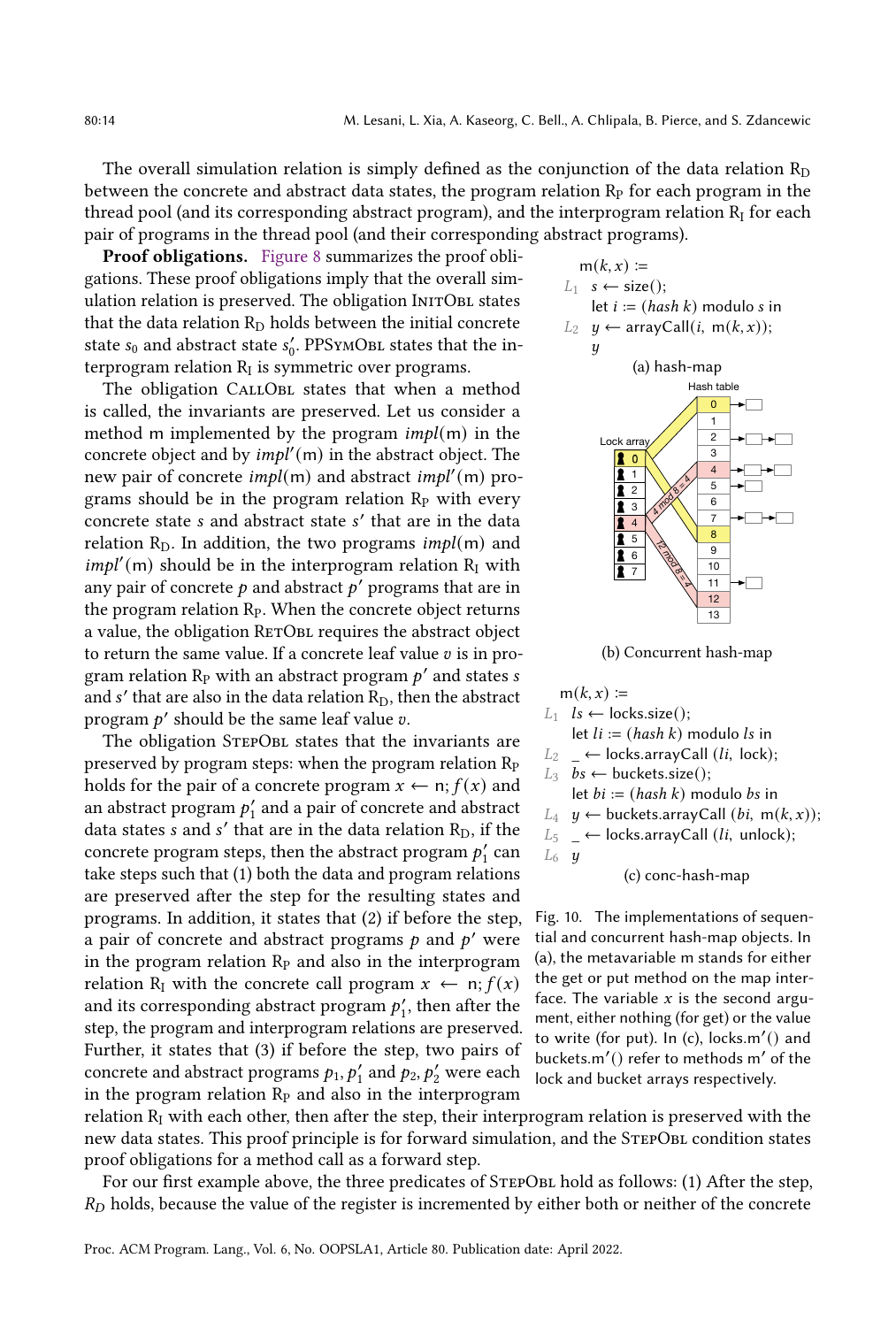The overall simulation relation is simply defined as the conjunction of the data relation $R_D$ between the concrete and abstract data states, the program relation $R_P$ for each program in the thread pool (and its corresponding abstract program), and the interprogram relation $R_I$ for each pair of programs in the thread pool (and their corresponding abstract programs).

**Proof obligations.** Figure 8 summarizes the proof obligations. These proof obligations imply that the overall simulation relation is preserved. The obligation InitObl states that the data relation $R_D$ holds between the initial concrete state $s_0$ and abstract state $s'_0$. PPSymObl states that the interprogram relation $R_I$ is symmetric over programs.

The obligation CallObl states that when a method is called, the invariants are preserved. Let us consider a method m implemented by the program *impl*(m) in the concrete object and by *impl*′(m) in the abstract object. The new pair of concrete *impl*(m) and abstract *impl*′(m) programs should be in the program relation $R_P$ with every concrete state $s$ and abstract state $s'$ that are in the data relation $R_D$. In addition, the two programs *impl*(m) and *impl*′(m) should be in the interprogram relation $R_I$ with any pair of concrete $p$ and abstract $p'$ programs that are in the program relation $R_P$. When the concrete object returns a value, the obligation RetObl requires the abstract object to return the same value. If a concrete leaf value $v$ is in program relation $R_P$ with an abstract program $p'$ and states $s$ and $s'$ that are also in the data relation $R_D$, then the abstract program $p'$ should be the same leaf value $v$.

The obligation StepObl states that the invariants are preserved by program steps: when the program relation $R_P$ holds for the pair of a concrete program $x \leftarrow \mathsf{n}; f(x)$ and an abstract program $p'_1$ and a pair of concrete and abstract data states $s$ and $s'$ that are in the data relation $R_D$, if the concrete program steps, then the abstract program $p'_1$ can take steps such that (1) both the data and program relations are preserved after the step for the resulting states and programs. In addition, it states that (2) if before the step, a pair of concrete and abstract programs $p$ and $p'$ were in the program relation $R_P$ and also in the interprogram relation $R_I$ with the concrete call program $x \leftarrow \mathsf{n}; f(x)$ and its corresponding abstract program $p'_1$, then after the step, the program and interprogram relations are preserved. Further, it states that (3) if before the step, two pairs of concrete and abstract programs $p_1, p'_1$ and $p_2, p'_2$ were each in the program relation $R_P$ and also in the interprogram relation $R_I$ with each other, then after the step, their interprogram relation is preserved with the new data states. This proof principle is for forward simulation, and the StepObl condition states proof obligations for a method call as a forward step.

```
    m(k, x) :=
L1  s ← size();
    let i := (hash k) modulo s in
L2  y ← arrayCall(i, m(k, x));
    y
```

(a) hash-map

(b) Concurrent hash-map

```
    m(k, x) :=
L1  ls ← locks.size();
    let li := (hash k) modulo ls in
L2  _ ← locks.arrayCall (li, lock);
L3  bs ← buckets.size();
    let bi := (hash k) modulo bs in
L4  y ← buckets.arrayCall (bi, m(k, x));
L5  _ ← locks.arrayCall (li, unlock);
L6  y
```

(c) conc-hash-map

Fig. 10. The implementations of sequential and concurrent hash-map objects. In (a), the metavariable m stands for either the get or put method on the map interface. The variable $x$ is the second argument, either nothing (for get) or the value to write (for put). In (c), locks.m′() and buckets.m′() refer to methods m′ of the lock and bucket arrays respectively.

For our first example above, the three predicates of StepObl hold as follows: (1) After the step, $R_D$ holds, because the value of the register is incremented by either both or neither of the concrete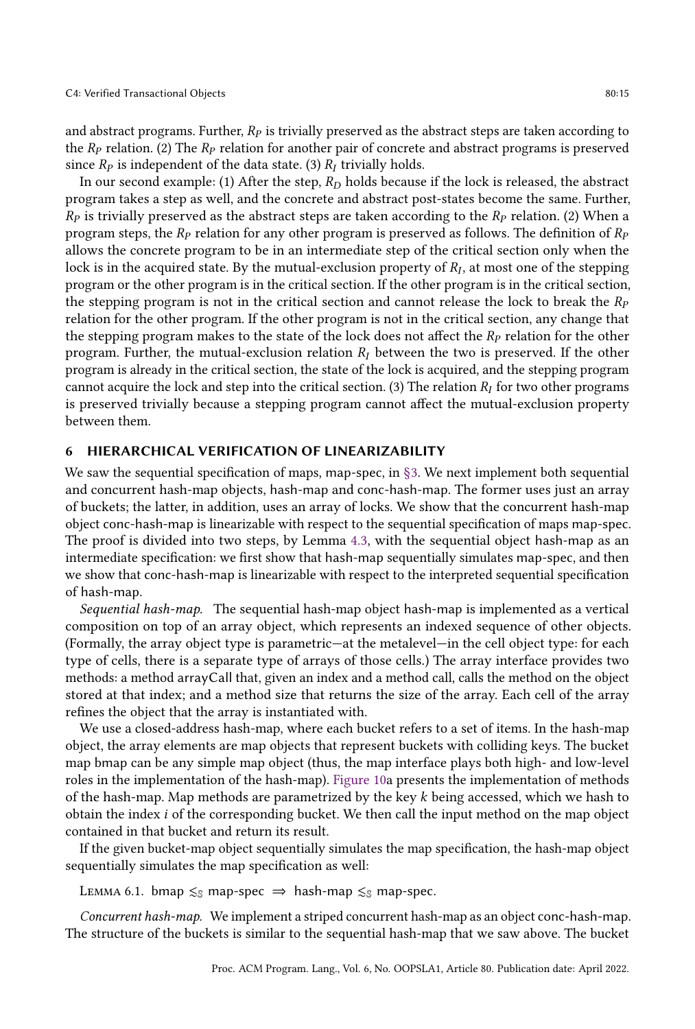and abstract programs. Further, $R_P$ is trivially preserved as the abstract steps are taken according to the $R_P$ relation. (2) The $R_P$ relation for another pair of concrete and abstract programs is preserved since $R_P$ is independent of the data state. (3) $R_I$ trivially holds.

In our second example: (1) After the step, $R_D$ holds because if the lock is released, the abstract program takes a step as well, and the concrete and abstract post-states become the same. Further, $R_P$ is trivially preserved as the abstract steps are taken according to the $R_P$ relation. (2) When a program steps, the $R_P$ relation for any other program is preserved as follows. The definition of $R_P$ allows the concrete program to be in an intermediate step of the critical section only when the lock is in the acquired state. By the mutual-exclusion property of $R_I$, at most one of the stepping program or the other program is in the critical section. If the other program is in the critical section, the stepping program is not in the critical section and cannot release the lock to break the $R_P$ relation for the other program. If the other program is not in the critical section, any change that the stepping program makes to the state of the lock does not affect the $R_P$ relation for the other program. Further, the mutual-exclusion relation $R_I$ between the two is preserved. If the other program is already in the critical section, the state of the lock is acquired, and the stepping program cannot acquire the lock and step into the critical section. (3) The relation $R_I$ for two other programs is preserved trivially because a stepping program cannot affect the mutual-exclusion property between them.

## 6 HIERARCHICAL VERIFICATION OF LINEARIZABILITY

We saw the sequential specification of maps, map-spec, in §3. We next implement both sequential and concurrent hash-map objects, hash-map and conc-hash-map. The former uses just an array of buckets; the latter, in addition, uses an array of locks. We show that the concurrent hash-map object conc-hash-map is linearizable with respect to the sequential specification of maps map-spec. The proof is divided into two steps, by Lemma 4.3, with the sequential object hash-map as an intermediate specification: we first show that hash-map sequentially simulates map-spec, and then we show that conc-hash-map is linearizable with respect to the interpreted sequential specification of hash-map.

*Sequential hash-map.* The sequential hash-map object hash-map is implemented as a vertical composition on top of an array object, which represents an indexed sequence of other objects. (Formally, the array object type is parametric—at the metalevel—in the cell object type: for each type of cells, there is a separate type of arrays of those cells.) The array interface provides two methods: a method arrayCall that, given an index and a method call, calls the method on the object stored at that index; and a method size that returns the size of the array. Each cell of the array refines the object that the array is instantiated with.

We use a closed-address hash-map, where each bucket refers to a set of items. In the hash-map object, the array elements are map objects that represent buckets with colliding keys. The bucket map bmap can be any simple map object (thus, the map interface plays both high- and low-level roles in the implementation of the hash-map). Figure 10a presents the implementation of methods of the hash-map. Map methods are parametrized by the key $k$ being accessed, which we hash to obtain the index $i$ of the corresponding bucket. We then call the input method on the map object contained in that bucket and return its result.

If the given bucket-map object sequentially simulates the map specification, the hash-map object sequentially simulates the map specification as well:

Lemma 6.1. bmap $\lesssim_{\mathbb{S}}$ map-spec $\Rightarrow$ hash-map $\lesssim_{\mathbb{S}}$ map-spec.

*Concurrent hash-map.* We implement a striped concurrent hash-map as an object conc-hash-map. The structure of the buckets is similar to the sequential hash-map that we saw above. The bucket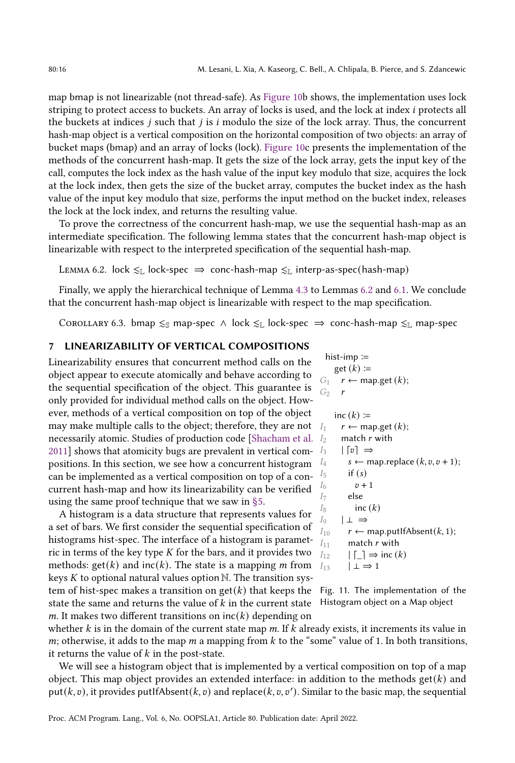map bmap is not linearizable (not thread-safe). As Figure 10b shows, the implementation uses lock striping to protect access to buckets. An array of locks is used, and the lock at index $i$ protects all the buckets at indices $j$ such that $j$ is $i$ modulo the size of the lock array. Thus, the concurrent hash-map object is a vertical composition on the horizontal composition of two objects: an array of bucket maps (bmap) and an array of locks (lock). Figure 10c presents the implementation of the methods of the concurrent hash-map. It gets the size of the lock array, gets the input key of the call, computes the lock index as the hash value of the input key modulo that size, acquires the lock at the lock index, then gets the size of the bucket array, computes the bucket index as the hash value of the input key modulo that size, performs the input method on the bucket index, releases the lock at the lock index, and returns the resulting value.

To prove the correctness of the concurrent hash-map, we use the sequential hash-map as an intermediate specification. The following lemma states that the concurrent hash-map object is linearizable with respect to the interpreted specification of the sequential hash-map.

Lemma 6.2. $\mathsf{lock} \lesssim_{\mathbb{L}} \mathsf{lock\text{-}spec} \;\Rightarrow\; \mathsf{conc\text{-}hash\text{-}map} \lesssim_{\mathbb{L}} \mathsf{interp\text{-}as\text{-}spec(hash\text{-}map)}$

Finally, we apply the hierarchical technique of Lemma 4.3 to Lemmas 6.2 and 6.1. We conclude that the concurrent hash-map object is linearizable with respect to the map specification.

Corollary 6.3. $\mathsf{bmap} \lesssim_{\mathbb{S}} \mathsf{map\text{-}spec} \;\wedge\; \mathsf{lock} \lesssim_{\mathbb{L}} \mathsf{lock\text{-}spec} \;\Rightarrow\; \mathsf{conc\text{-}hash\text{-}map} \lesssim_{\mathbb{L}} \mathsf{map\text{-}spec}$

## 7 LINEARIZABILITY OF VERTICAL COMPOSITIONS

Linearizability ensures that concurrent method calls on the object appear to execute atomically and behave according to the sequential specification of the object. This guarantee is only provided for individual method calls on the object. However, methods of a vertical composition on top of the object may make multiple calls to the object; therefore, they are not necessarily atomic. Studies of production code [Shacham et al. 2011] shows that atomicity bugs are prevalent in vertical compositions. In this section, we see how a concurrent histogram can be implemented as a vertical composition on top of a concurrent hash-map and how its linearizability can be verified using the same proof technique that we saw in §5.

```
      hist-imp :=
        get (k) :=
G1        r ← map.get (k);
G2        r

        inc (k) :=
I1        r ← map.get (k);
I2        match r with
I3        | ⌈v⌉ ⇒
I4          s ← map.replace (k, v, v + 1);
I5          if (s)
I6            v + 1
I7          else
I8            inc (k)
I9        | ⊥ ⇒
I10         r ← map.putIfAbsent(k, 1);
I11         match r with
I12         | ⌈_⌉ ⇒ inc (k)
I13         | ⊥ ⇒ 1
```

Fig. 11. The implementation of the Histogram object on a Map object

A histogram is a data structure that represents values for a set of bars. We first consider the sequential specification of histograms hist-spec. The interface of a histogram is parametric in terms of the key type $K$ for the bars, and it provides two methods: get($k$) and inc($k$). The state is a mapping $m$ from keys $K$ to optional natural values option $\mathbb{N}$. The transition system of hist-spec makes a transition on get($k$) that keeps the state the same and returns the value of $k$ in the current state $m$. It makes two different transitions on inc($k$) depending on whether $k$ is in the domain of the current state map $m$. If $k$ already exists, it increments its value in $m$; otherwise, it adds to the map $m$ a mapping from $k$ to the "some" value of 1. In both transitions, it returns the value of $k$ in the post-state.

We will see a histogram object that is implemented by a vertical composition on top of a map object. This map object provides an extended interface: in addition to the methods get($k$) and put($k, v$), it provides putIfAbsent($k, v$) and replace($k, v, v'$). Similar to the basic map, the sequential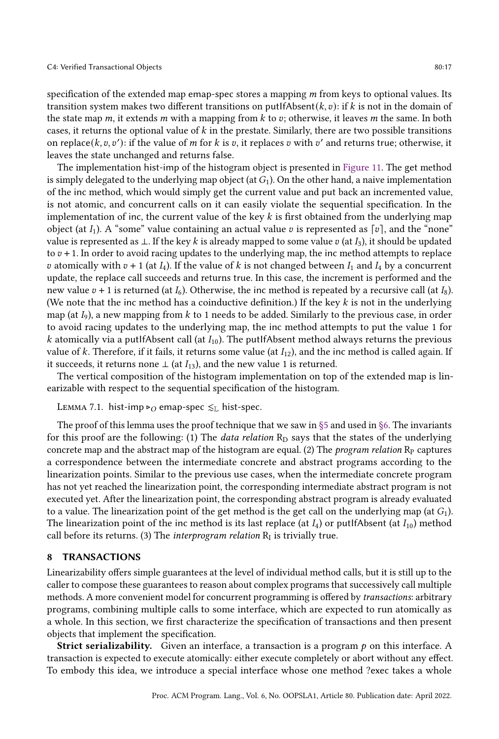specification of the extended map emap-spec stores a mapping $m$ from keys to optional values. Its transition system makes two different transitions on putIfAbsent$(k, v)$: if $k$ is not in the domain of the state map $m$, it extends $m$ with a mapping from $k$ to $v$; otherwise, it leaves $m$ the same. In both cases, it returns the optional value of $k$ in the prestate. Similarly, there are two possible transitions on replace$(k, v, v')$: if the value of $m$ for $k$ is $v$, it replaces $v$ with $v'$ and returns true; otherwise, it leaves the state unchanged and returns false.

The implementation hist-imp of the histogram object is presented in Figure 11. The get method is simply delegated to the underlying map object (at $G_1$). On the other hand, a naive implementation of the inc method, which would simply get the current value and put back an incremented value, is not atomic, and concurrent calls on it can easily violate the sequential specification. In the implementation of inc, the current value of the key $k$ is first obtained from the underlying map object (at $I_1$). A "some" value containing an actual value $v$ is represented as $\lceil v \rceil$, and the "none" value is represented as $\perp$. If the key $k$ is already mapped to some value $v$ (at $I_3$), it should be updated to $v + 1$. In order to avoid racing updates to the underlying map, the inc method attempts to replace $v$ atomically with $v + 1$ (at $I_4$). If the value of $k$ is not changed between $I_1$ and $I_4$ by a concurrent update, the replace call succeeds and returns true. In this case, the increment is performed and the new value $v + 1$ is returned (at $I_6$). Otherwise, the inc method is repeated by a recursive call (at $I_8$). (We note that the inc method has a coinductive definition.) If the key $k$ is not in the underlying map (at $I_9$), a new mapping from $k$ to 1 needs to be added. Similarly to the previous case, in order to avoid racing updates to the underlying map, the inc method attempts to put the value 1 for $k$ atomically via a putIfAbsent call (at $I_{10}$). The putIfAbsent method always returns the previous value of $k$. Therefore, if it fails, it returns some value (at $I_{12}$), and the inc method is called again. If it succeeds, it returns none $\perp$ (at $I_{13}$), and the new value 1 is returned.

The vertical composition of the histogram implementation on top of the extended map is linearizable with respect to the sequential specification of the histogram.

Lemma 7.1. hist-imp $\triangleright_O$ emap-spec $\lesssim_{\mathbb{L}}$ hist-spec.

The proof of this lemma uses the proof technique that we saw in §5 and used in §6. The invariants for this proof are the following: (1) The *data relation* $\mathrm{R_D}$ says that the states of the underlying concrete map and the abstract map of the histogram are equal. (2) The *program relation* $\mathrm{R_P}$ captures a correspondence between the intermediate concrete and abstract programs according to the linearization points. Similar to the previous use cases, when the intermediate concrete program has not yet reached the linearization point, the corresponding intermediate abstract program is not executed yet. After the linearization point, the corresponding abstract program is already evaluated to a value. The linearization point of the get method is the get call on the underlying map (at $G_1$). The linearization point of the inc method is its last replace (at $I_4$) or putIfAbsent (at $I_{10}$) method call before its returns. (3) The *interprogram relation* $\mathrm{R_I}$ is trivially true.

## 8 TRANSACTIONS

Linearizability offers simple guarantees at the level of individual method calls, but it is still up to the caller to compose these guarantees to reason about complex programs that successively call multiple methods. A more convenient model for concurrent programming is offered by *transactions*: arbitrary programs, combining multiple calls to some interface, which are expected to run atomically as a whole. In this section, we first characterize the specification of transactions and then present objects that implement the specification.

**Strict serializability.** Given an interface, a transaction is a program $p$ on this interface. A transaction is expected to execute atomically: either execute completely or abort without any effect. To embody this idea, we introduce a special interface whose one method ?exec takes a whole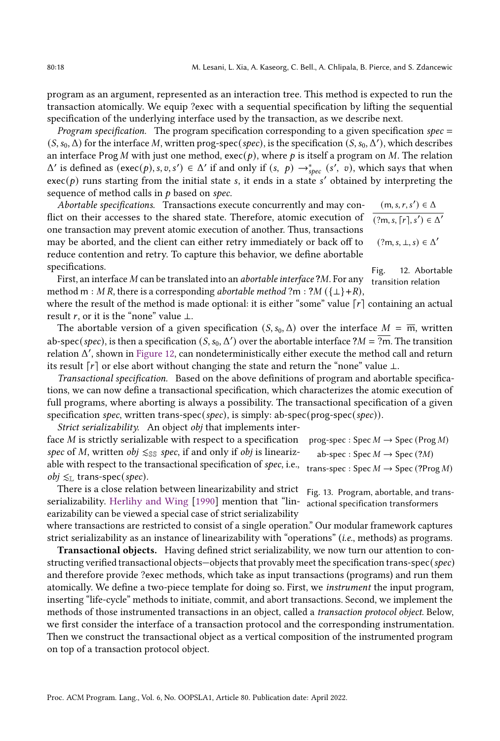program as an argument, represented as an interaction tree. This method is expected to run the transaction atomically. We equip ?exec with a sequential specification by lifting the sequential specification of the underlying interface used by the transaction, as we describe next.

*Program specification.* The program specification corresponding to a given specification $spec = (S, s_0, \Delta)$ for the interface $M$, written prog-spec($spec$), is the specification $(S, s_0, \Delta')$, which describes an interface Prog $M$ with just one method, exec($p$), where $p$ is itself a program on $M$. The relation $\Delta'$ is defined as $(\text{exec}(p), s, v, s') \in \Delta'$ if and only if $(s,\ p) \rightarrow^*_{spec} (s',\ v)$, which says that when exec($p$) runs starting from the initial state $s$, it ends in a state $s'$ obtained by interpreting the sequence of method calls in $p$ based on $spec$.

*Abortable specifications.* Transactions execute concurrently and may conflict on their accesses to the shared state. Therefore, atomic execution of one transaction may prevent atomic execution of another. Thus, transactions may be aborted, and the client can either retry immediately or back off to reduce contention and retry. To capture this behavior, we define abortable specifications.

$$\frac{(\text{m}, s, r, s') \in \Delta}{(?\text{m}, s, \lceil r \rceil, s') \in \Delta'} \qquad (?\text{m}, s, \bot, s) \in \Delta'$$

Fig. 12. Abortable transition relation

First, an interface $M$ can be translated into an *abortable interface* $?M$. For any method $\text{m} : M\,R$, there is a corresponding *abortable method* $?\text{m} : ?M\,(\{\bot\}+R)$, where the result of the method is made optional: it is either "some" value $\lceil r \rceil$ containing an actual result $r$, or it is the "none" value $\bot$.

The abortable version of a given specification $(S, s_0, \Delta)$ over the interface $M = \overline{\text{m}}$, written ab-spec($spec$), is then a specification $(S, s_0, \Delta')$ over the abortable interface $?M = \overline{?\text{m}}$. The transition relation $\Delta'$, shown in Figure 12, can nondeterministically either execute the method call and return its result $\lceil r \rceil$ or else abort without changing the state and return the "none" value $\bot$.

*Transactional specification.* Based on the above definitions of program and abortable specifications, we can now define a transactional specification, which characterizes the atomic execution of full programs, where aborting is always a possibility. The transactional specification of a given specification $spec$, written trans-spec($spec$), is simply: ab-spec(prog-spec($spec$)).

*Strict serializability.* An object $obj$ that implements interface $M$ is strictly serializable with respect to a specification $spec$ of $M$, written $obj \lesssim_{\mathbb{SS}} spec$, if and only if $obj$ is linearizable with respect to the transactional specification of $spec$, i.e., $obj \lesssim_{\mathbb{L}}$ trans-spec($spec$).

$$\begin{aligned} \text{prog-spec} &: \text{Spec}\ M \rightarrow \text{Spec}\ (\text{Prog}\ M) \\ \text{ab-spec} &: \text{Spec}\ M \rightarrow \text{Spec}\ (?M) \\ \text{trans-spec} &: \text{Spec}\ M \rightarrow \text{Spec}\ (?\text{Prog}\ M) \end{aligned}$$

Fig. 13. Program, abortable, and transactional specification transformers

There is a close relation between linearizability and strict serializability. Herlihy and Wing [1990] mention that "linearizability can be viewed a special case of strict serializability where transactions are restricted to consist of a single operation." Our modular framework captures strict serializability as an instance of linearizability with "operations" (*i.e.*, methods) as programs.

**Transactional objects.** Having defined strict serializability, we now turn our attention to constructing verified transactional objects—objects that provably meet the specification trans-spec($spec$) and therefore provide ?exec methods, which take as input transactions (programs) and run them atomically. We define a two-piece template for doing so. First, we *instrument* the input program, inserting "life-cycle" methods to initiate, commit, and abort transactions. Second, we implement the methods of those instrumented transactions in an object, called a *transaction protocol object*. Below, we first consider the interface of a transaction protocol and the corresponding instrumentation. Then we construct the transactional object as a vertical composition of the instrumented program on top of a transaction protocol object.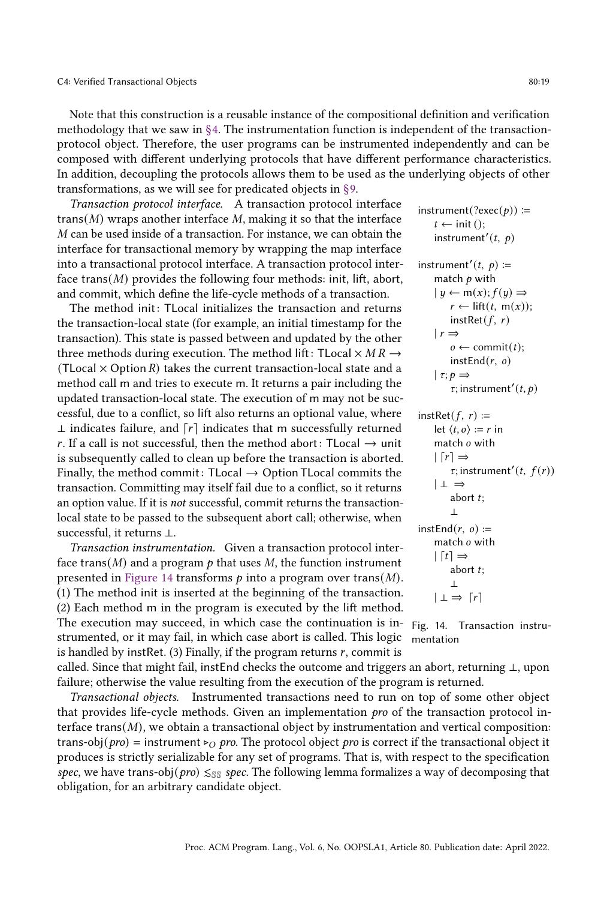Note that this construction is a reusable instance of the compositional definition and verification methodology that we saw in §4. The instrumentation function is independent of the transaction-protocol object. Therefore, the user programs can be instrumented independently and can be composed with different underlying protocols that have different performance characteristics. In addition, decoupling the protocols allows them to be used as the underlying objects of other transformations, as we will see for predicated objects in §9.

*Transaction protocol interface.* A transaction protocol interface trans($M$) wraps another interface $M$, making it so that the interface $M$ can be used inside of a transaction. For instance, we can obtain the interface for transactional memory by wrapping the map interface into a transactional protocol interface. A transaction protocol interface trans($M$) provides the following four methods: init, lift, abort, and commit, which define the life-cycle methods of a transaction.

The method init : TLocal initializes the transaction and returns the transaction-local state (for example, an initial timestamp for the transaction). This state is passed between and updated by the other three methods during execution. The method lift : TLocal $\times$ $M\,R \to$ (TLocal $\times$ Option $R$) takes the current transaction-local state and a method call m and tries to execute m. It returns a pair including the updated transaction-local state. The execution of m may not be successful, due to a conflict, so lift also returns an optional value, where $\bot$ indicates failure, and $\lceil r \rceil$ indicates that m successfully returned $r$. If a call is not successful, then the method abort : TLocal $\to$ unit is subsequently called to clean up before the transaction is aborted. Finally, the method commit : TLocal $\to$ Option TLocal commits the transaction. Committing may itself fail due to a conflict, so it returns an option value. If it is *not* successful, commit returns the transaction-local state to be passed to the subsequent abort call; otherwise, when successful, it returns $\bot$.

```
instrument(?exec(p)) :=
    t ← init ();
    instrument′(t, p)

instrument′(t, p) :=
    match p with
    | y ← m(x); f(y) ⇒
        r ← lift(t, m(x));
        instRet(f, r)
    | r ⇒
        o ← commit(t);
        instEnd(r, o)
    | τ; p ⇒
        τ; instrument′(t, p)

instRet(f, r) :=
    let ⟨t, o⟩ := r in
    match o with
    | ⌈r⌉ ⇒
        τ; instrument′(t, f(r))
    | ⊥ ⇒
        abort t;
        ⊥

instEnd(r, o) :=
    match o with
    | ⌈t⌉ ⇒
        abort t;
        ⊥
    | ⊥ ⇒ ⌈r⌉
```

Fig. 14. Transaction instrumentation

*Transaction instrumentation.* Given a transaction protocol interface trans($M$) and a program $p$ that uses $M$, the function instrument presented in Figure 14 transforms $p$ into a program over trans($M$). (1) The method init is inserted at the beginning of the transaction. (2) Each method m in the program is executed by the lift method. The execution may succeed, in which case the continuation is instrumented, or it may fail, in which case abort is called. This logic is handled by instRet. (3) Finally, if the program returns $r$, commit is called. Since that might fail, instEnd checks the outcome and triggers an abort, returning $\bot$, upon failure; otherwise the value resulting from the execution of the program is returned.

*Transactional objects.* Instrumented transactions need to run on top of some other object that provides life-cycle methods. Given an implementation *pro* of the transaction protocol interface trans($M$), we obtain a transactional object by instrumentation and vertical composition: trans-obj(*pro*) = instrument $\triangleright_O$ *pro*. The protocol object *pro* is correct if the transactional object it produces is strictly serializable for any set of programs. That is, with respect to the specification *spec*, we have trans-obj(*pro*) $\lesssim_{\mathbb{SS}}$ *spec*. The following lemma formalizes a way of decomposing that obligation, for an arbitrary candidate object.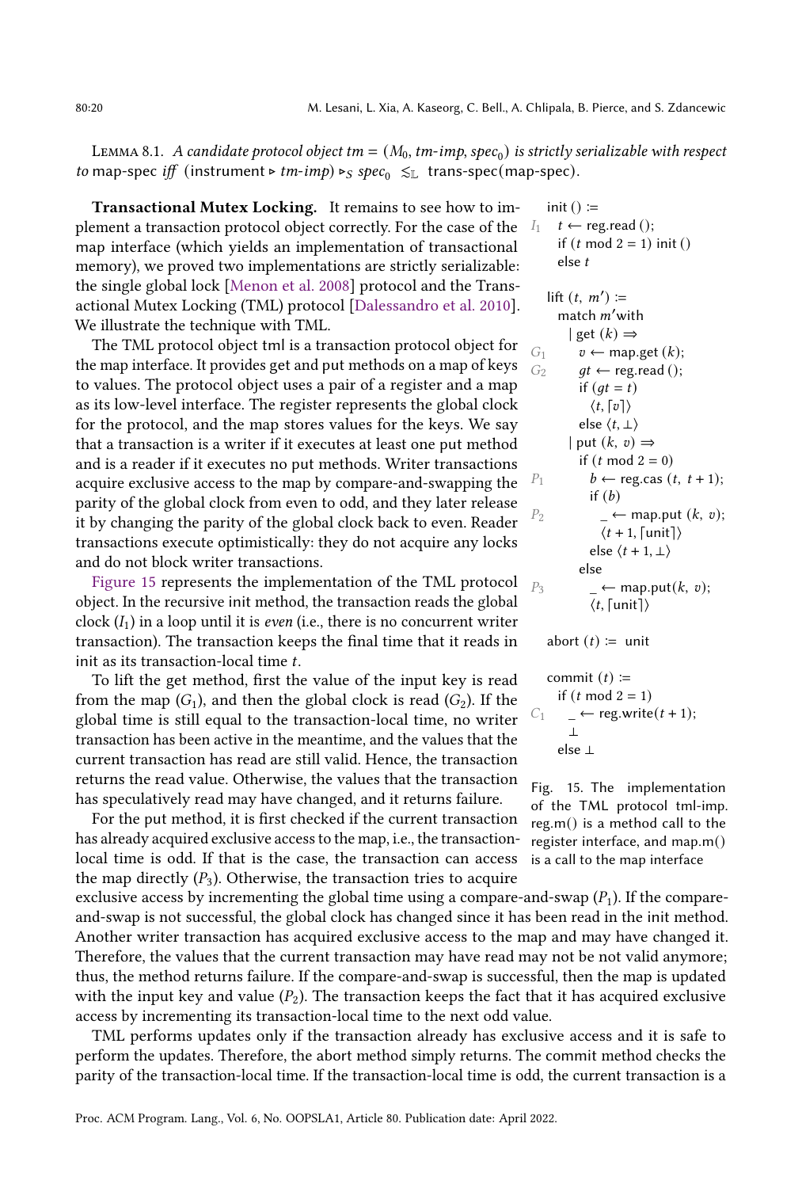Lemma 8.1. *A candidate protocol object* $tm = (M_0, \textit{tm-imp}, \textit{spec}_0)$ *is strictly serializable with respect to* map-spec *iff* $(\text{instrument} \triangleright \textit{tm-imp}) \triangleright_S \textit{spec}_0 \;\lesssim_{\mathbb{L}}\; \text{trans-spec}(\text{map-spec})$.

**Transactional Mutex Locking.** It remains to see how to implement a transaction protocol object correctly. For the case of the map interface (which yields an implementation of transactional memory), we proved two implementations are strictly serializable: the single global lock [Menon et al. 2008] protocol and the Transactional Mutex Locking (TML) protocol [Dalessandro et al. 2010]. We illustrate the technique with TML.

The TML protocol object tml is a transaction protocol object for the map interface. It provides get and put methods on a map of keys to values. The protocol object uses a pair of a register and a map as its low-level interface. The register represents the global clock for the protocol, and the map stores values for the keys. We say that a transaction is a writer if it executes at least one put method and is a reader if it executes no put methods. Writer transactions acquire exclusive access to the map by compare-and-swapping the parity of the global clock from even to odd, and they later release it by changing the parity of the global clock back to even. Reader transactions execute optimistically: they do not acquire any locks and do not block writer transactions.

Figure 15 represents the implementation of the TML protocol object. In the recursive init method, the transaction reads the global clock ($I_1$) in a loop until it is *even* (i.e., there is no concurrent writer transaction). The transaction keeps the final time that it reads in init as its transaction-local time $t$.

To lift the get method, first the value of the input key is read from the map ($G_1$), and then the global clock is read ($G_2$). If the global time is still equal to the transaction-local time, no writer transaction has been active in the meantime, and the values that the current transaction has read are still valid. Hence, the transaction returns the read value. Otherwise, the values that the transaction has speculatively read may have changed, and it returns failure.

For the put method, it is first checked if the current transaction has already acquired exclusive access to the map, i.e., the transaction-local time is odd. If that is the case, the transaction can access the map directly ($P_3$). Otherwise, the transaction tries to acquire exclusive access by incrementing the global time using a compare-and-swap ($P_1$). If the compare-and-swap is not successful, the global clock has changed since it has been read in the init method. Another writer transaction has acquired exclusive access to the map and may have changed it. Therefore, the values that the current transaction may have read may not be not valid anymore; thus, the method returns failure. If the compare-and-swap is successful, then the map is updated with the input key and value ($P_2$). The transaction keeps the fact that it has acquired exclusive access by incrementing its transaction-local time to the next odd value.

```
     init () :=
I1     t ← reg.read ();
       if (t mod 2 = 1) init ()
       else t

     lift (t, m′) :=
       match m′ with
         | get (k) ⇒
G1          v ← map.get (k);
G2          gt ← reg.read ();
            if (gt = t)
              ⟨t, ⌈v⌉⟩
            else ⟨t, ⊥⟩
         | put (k, v) ⇒
            if (t mod 2 = 0)
P1            b ← reg.cas (t, t + 1);
              if (b)
P2              _ ← map.put (k, v);
                ⟨t + 1, ⌈unit⌉⟩
              else ⟨t + 1, ⊥⟩
            else
P3            _ ← map.put(k, v);
              ⟨t, ⌈unit⌉⟩

     abort (t) := unit

     commit (t) :=
       if (t mod 2 = 1)
C1       _ ← reg.write(t + 1);
         ⊥
       else ⊥
```

Fig. 15. The implementation of the TML protocol tml-imp. reg.m() is a method call to the register interface, and map.m() is a call to the map interface

TML performs updates only if the transaction already has exclusive access and it is safe to perform the updates. Therefore, the abort method simply returns. The commit method checks the parity of the transaction-local time. If the transaction-local time is odd, the current transaction is a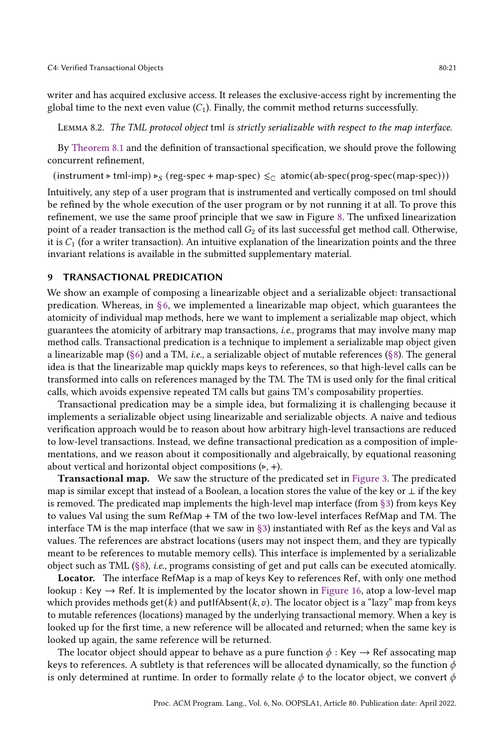writer and has acquired exclusive access. It releases the exclusive-access right by incrementing the global time to the next even value ($C_1$). Finally, the commit method returns successfully.

Lemma 8.2. *The TML protocol object* tml *is strictly serializable with respect to the map interface.*

By Theorem 8.1 and the definition of transactional specification, we should prove the following concurrent refinement,

$$(\text{instrument} \triangleright \text{tml-imp}) \triangleright_S (\text{reg-spec} + \text{map-spec}) \lesssim_{\mathbb{C}} \text{atomic}(\text{ab-spec}(\text{prog-spec}(\text{map-spec})))$$

Intuitively, any step of a user program that is instrumented and vertically composed on tml should be refined by the whole execution of the user program or by not running it at all. To prove this refinement, we use the same proof principle that we saw in Figure 8. The unfixed linearization point of a reader transaction is the method call $G_2$ of its last successful get method call. Otherwise, it is $C_1$ (for a writer transaction). An intuitive explanation of the linearization points and the three invariant relations is available in the submitted supplementary material.

# 9 TRANSACTIONAL PREDICATION

We show an example of composing a linearizable object and a serializable object: transactional predication. Whereas, in §6, we implemented a linearizable map object, which guarantees the atomicity of individual map methods, here we want to implement a serializable map object, which guarantees the atomicity of arbitrary map transactions, *i.e.*, programs that may involve many map method calls. Transactional predication is a technique to implement a serializable map object given a linearizable map (§6) and a TM, *i.e.*, a serializable object of mutable references (§8). The general idea is that the linearizable map quickly maps keys to references, so that high-level calls can be transformed into calls on references managed by the TM. The TM is used only for the final critical calls, which avoids expensive repeated TM calls but gains TM's composability properties.

Transactional predication may be a simple idea, but formalizing it is challenging because it implements a serializable object using linearizable and serializable objects. A naive and tedious verification approach would be to reason about how arbitrary high-level transactions are reduced to low-level transactions. Instead, we define transactional predication as a composition of implementations, and we reason about it compositionally and algebraically, by equational reasoning about vertical and horizontal object compositions ($\triangleright$, $+$).

**Transactional map.** We saw the structure of the predicated set in Figure 3. The predicated map is similar except that instead of a Boolean, a location stores the value of the key or $\bot$ if the key is removed. The predicated map implements the high-level map interface (from §3) from keys Key to values Val using the sum RefMap + TM of the two low-level interfaces RefMap and TM. The interface TM is the map interface (that we saw in §3) instantiated with Ref as the keys and Val as values. The references are abstract locations (users may not inspect them, and they are typically meant to be references to mutable memory cells). This interface is implemented by a serializable object such as TML (§8), *i.e.*, programs consisting of get and put calls can be executed atomically.

**Locator.** The interface RefMap is a map of keys Key to references Ref, with only one method lookup : Key $\rightarrow$ Ref. It is implemented by the locator shown in Figure 16, atop a low-level map which provides methods get$(k)$ and putIfAbsent$(k, v)$. The locator object is a "lazy" map from keys to mutable references (locations) managed by the underlying transactional memory. When a key is looked up for the first time, a new reference will be allocated and returned; when the same key is looked up again, the same reference will be returned.

The locator object should appear to behave as a pure function $\phi$ : Key $\rightarrow$ Ref assocating map keys to references. A subtlety is that references will be allocated dynamically, so the function $\phi$ is only determined at runtime. In order to formally relate $\phi$ to the locator object, we convert $\phi$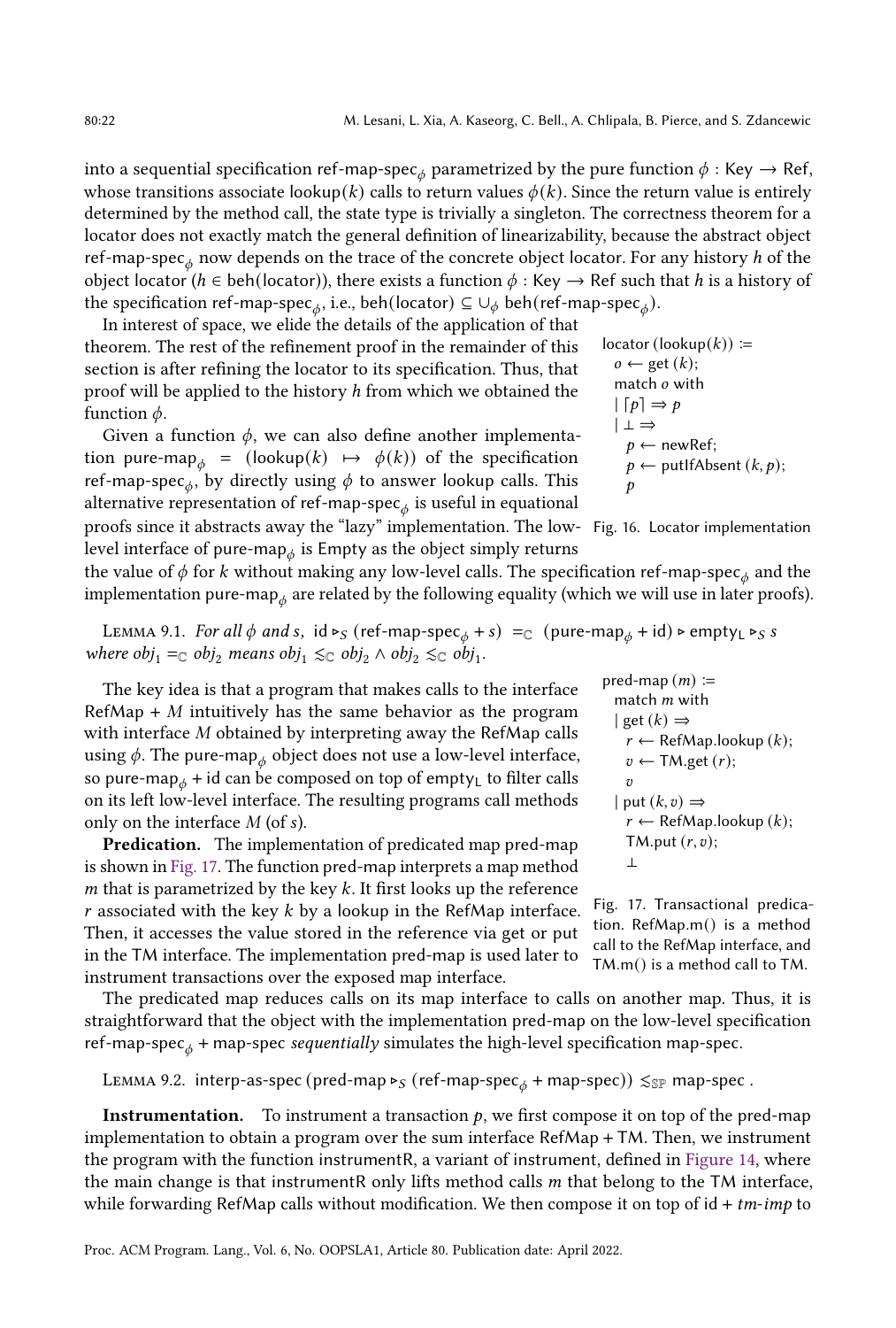into a sequential specification ref-map-spec$_\phi$ parametrized by the pure function $\phi$ : Key $\rightarrow$ Ref, whose transitions associate lookup($k$) calls to return values $\phi(k)$. Since the return value is entirely determined by the method call, the state type is trivially a singleton. The correctness theorem for a locator does not exactly match the general definition of linearizability, because the abstract object ref-map-spec$_\phi$ now depends on the trace of the concrete object locator. For any history $h$ of the object locator ($h \in$ beh(locator)), there exists a function $\phi$ : Key $\rightarrow$ Ref such that $h$ is a history of the specification ref-map-spec$_\phi$, i.e., beh(locator) $\subseteq \cup_\phi$ beh(ref-map-spec$_\phi$).

In interest of space, we elide the details of the application of that theorem. The rest of the refinement proof in the remainder of this section is after refining the locator to its specification. Thus, that proof will be applied to the history $h$ from which we obtained the function $\phi$.

```
locator (lookup(k)) :=
  o ← get (k);
  match o with
  | ⌈p⌉ ⇒ p
  | ⊥ ⇒
    p ← newRef;
    p ← putIfAbsent (k, p);
    p
```

Fig. 16. Locator implementation

Given a function $\phi$, we can also define another implementation pure-map$_\phi$ = (lookup($k$) $\mapsto$ $\phi(k)$) of the specification ref-map-spec$_\phi$, by directly using $\phi$ to answer lookup calls. This alternative representation of ref-map-spec$_\phi$ is useful in equational proofs since it abstracts away the "lazy" implementation. The low-level interface of pure-map$_\phi$ is Empty as the object simply returns the value of $\phi$ for $k$ without making any low-level calls. The specification ref-map-spec$_\phi$ and the implementation pure-map$_\phi$ are related by the following equality (which we will use in later proofs).

Lemma 9.1. *For all $\phi$ and $s$,* id $\triangleright_S$ (ref-map-spec$_\phi$ + $s$) $=_{\mathbb{C}}$ (pure-map$_\phi$ + id) $\triangleright$ empty$_{\mathsf{L}}$ $\triangleright_S$ $s$ *where $obj_1 =_{\mathbb{C}} obj_2$ means $obj_1 \lesssim_{\mathbb{C}} obj_2 \wedge obj_2 \lesssim_{\mathbb{C}} obj_1$.*

The key idea is that a program that makes calls to the interface RefMap + $M$ intuitively has the same behavior as the program with interface $M$ obtained by interpreting away the RefMap calls using $\phi$. The pure-map$_\phi$ object does not use a low-level interface, so pure-map$_\phi$ + id can be composed on top of empty$_{\mathsf{L}}$ to filter calls on its left low-level interface. The resulting programs call methods only on the interface $M$ (of $s$).

```
pred-map (m) :=
  match m with
  | get (k) ⇒
    r ← RefMap.lookup (k);
    v ← TM.get (r);
    v
  | put (k, v) ⇒
    r ← RefMap.lookup (k);
    TM.put (r, v);
    ⊥
```

Fig. 17. Transactional predication. RefMap.m() is a method call to the RefMap interface, and TM.m() is a method call to TM.

**Predication.** The implementation of predicated map pred-map is shown in Fig. 17. The function pred-map interprets a map method $m$ that is parametrized by the key $k$. It first looks up the reference $r$ associated with the key $k$ by a lookup in the RefMap interface. Then, it accesses the value stored in the reference via get or put in the TM interface. The implementation pred-map is used later to instrument transactions over the exposed map interface.

The predicated map reduces calls on its map interface to calls on another map. Thus, it is straightforward that the object with the implementation pred-map on the low-level specification ref-map-spec$_\phi$ + map-spec *sequentially* simulates the high-level specification map-spec.

Lemma 9.2. interp-as-spec (pred-map $\triangleright_S$ (ref-map-spec$_\phi$ + map-spec)) $\lesssim_{\mathbb{SP}}$ map-spec .

**Instrumentation.** To instrument a transaction $p$, we first compose it on top of the pred-map implementation to obtain a program over the sum interface RefMap + TM. Then, we instrument the program with the function instrumentR, a variant of instrument, defined in Figure 14, where the main change is that instrumentR only lifts method calls $m$ that belong to the TM interface, while forwarding RefMap calls without modification. We then compose it on top of id + *tm-imp* to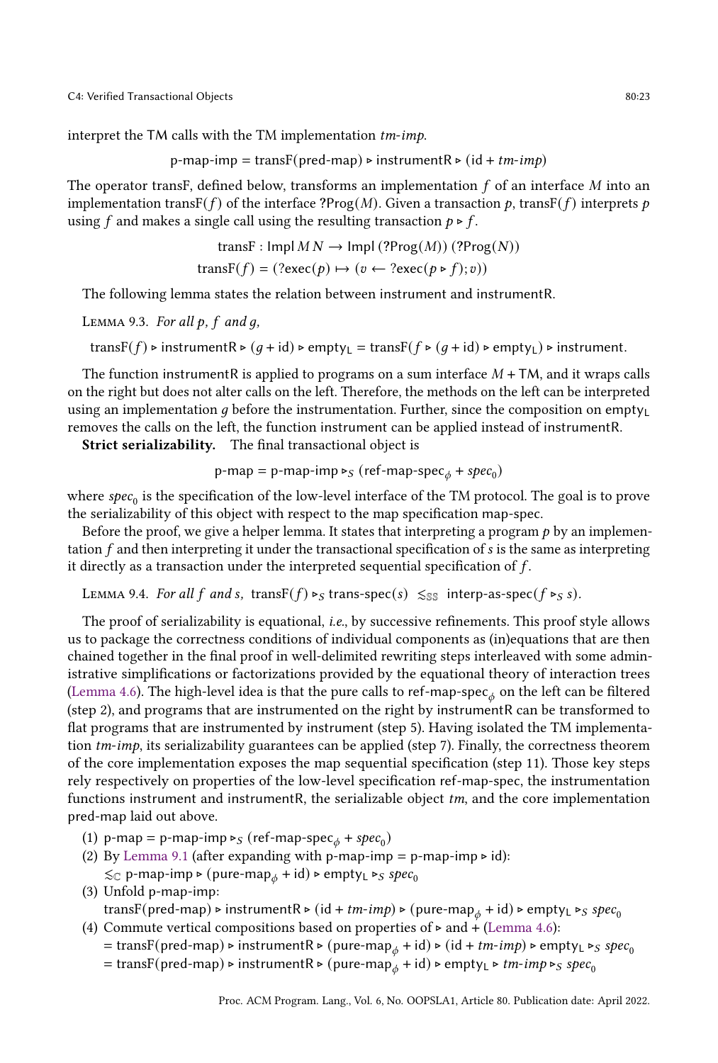interpret the TM calls with the TM implementation *tm-imp*.

$$\text{p-map-imp} = \text{transF}(\text{pred-map}) \triangleright \text{instrumentR} \triangleright (\text{id} + \textit{tm-imp})$$

The operator transF, defined below, transforms an implementation $f$ of an interface $M$ into an implementation $\text{transF}(f)$ of the interface $?\text{Prog}(M)$. Given a transaction $p$, $\text{transF}(f)$ interprets $p$ using $f$ and makes a single call using the resulting transaction $p \triangleright f$.

$$\text{transF} : \text{Impl}\, M\, N \to \text{Impl}\,(?\text{Prog}(M))\,(?\text{Prog}(N))$$
$$\text{transF}(f) = (?\text{exec}(p) \mapsto (v \leftarrow ?\text{exec}(p \triangleright f); v))$$

The following lemma states the relation between instrument and instrumentR.

Lemma 9.3. *For all $p$, $f$ and $g$,*

$$\text{transF}(f) \triangleright \text{instrumentR} \triangleright (g + \text{id}) \triangleright \text{empty}_\mathsf{L} = \text{transF}(f \triangleright (g + \text{id}) \triangleright \text{empty}_\mathsf{L}) \triangleright \text{instrument}.$$

The function instrumentR is applied to programs on a sum interface $M + \text{TM}$, and it wraps calls on the right but does not alter calls on the left. Therefore, the methods on the left can be interpreted using an implementation $g$ before the instrumentation. Further, since the composition on $\text{empty}_\mathsf{L}$ removes the calls on the left, the function instrument can be applied instead of instrumentR.

**Strict serializability.** The final transactional object is

$$\text{p-map} = \text{p-map-imp} \triangleright_S (\text{ref-map-spec}_\phi + \textit{spec}_0)$$

where $\textit{spec}_0$ is the specification of the low-level interface of the TM protocol. The goal is to prove the serializability of this object with respect to the map specification map-spec.

Before the proof, we give a helper lemma. It states that interpreting a program $p$ by an implementation $f$ and then interpreting it under the transactional specification of $s$ is the same as interpreting it directly as a transaction under the interpreted sequential specification of $f$.

Lemma 9.4. *For all $f$ and $s$,* $\text{transF}(f) \triangleright_S \text{trans-spec}(s) \ \lesssim_{\mathbb{SS}}\ \text{interp-as-spec}(f \triangleright_S s)$.

The proof of serializability is equational, *i.e.*, by successive refinements. This proof style allows us to package the correctness conditions of individual components as (in)equations that are then chained together in the final proof in well-delimited rewriting steps interleaved with some administrative simplifications or factorizations provided by the equational theory of interaction trees (Lemma 4.6). The high-level idea is that the pure calls to $\text{ref-map-spec}_\phi$ on the left can be filtered (step 2), and programs that are instrumented on the right by instrumentR can be transformed to flat programs that are instrumented by instrument (step 5). Having isolated the TM implementation *tm-imp*, its serializability guarantees can be applied (step 7). Finally, the correctness theorem of the core implementation exposes the map sequential specification (step 11). Those key steps rely respectively on properties of the low-level specification ref-map-spec, the instrumentation functions instrument and instrumentR, the serializable object *tm*, and the core implementation pred-map laid out above.

(1) $\text{p-map} = \text{p-map-imp} \triangleright_S (\text{ref-map-spec}_\phi + \textit{spec}_0)$
(2) By Lemma 9.1 (after expanding with $\text{p-map-imp} = \text{p-map-imp} \triangleright \text{id}$):
$\lesssim_\mathbb{C}\ \text{p-map-imp} \triangleright (\text{pure-map}_\phi + \text{id}) \triangleright \text{empty}_\mathsf{L} \triangleright_S \textit{spec}_0$
(3) Unfold p-map-imp:
$\text{transF}(\text{pred-map}) \triangleright \text{instrumentR} \triangleright (\text{id} + \textit{tm-imp}) \triangleright (\text{pure-map}_\phi + \text{id}) \triangleright \text{empty}_\mathsf{L} \triangleright_S \textit{spec}_0$
(4) Commute vertical compositions based on properties of $\triangleright$ and $+$ (Lemma 4.6):
$= \text{transF}(\text{pred-map}) \triangleright \text{instrumentR} \triangleright (\text{pure-map}_\phi + \text{id}) \triangleright (\text{id} + \textit{tm-imp}) \triangleright \text{empty}_\mathsf{L} \triangleright_S \textit{spec}_0$
$= \text{transF}(\text{pred-map}) \triangleright \text{instrumentR} \triangleright (\text{pure-map}_\phi + \text{id}) \triangleright \text{empty}_\mathsf{L} \triangleright \textit{tm-imp} \triangleright_S \textit{spec}_0$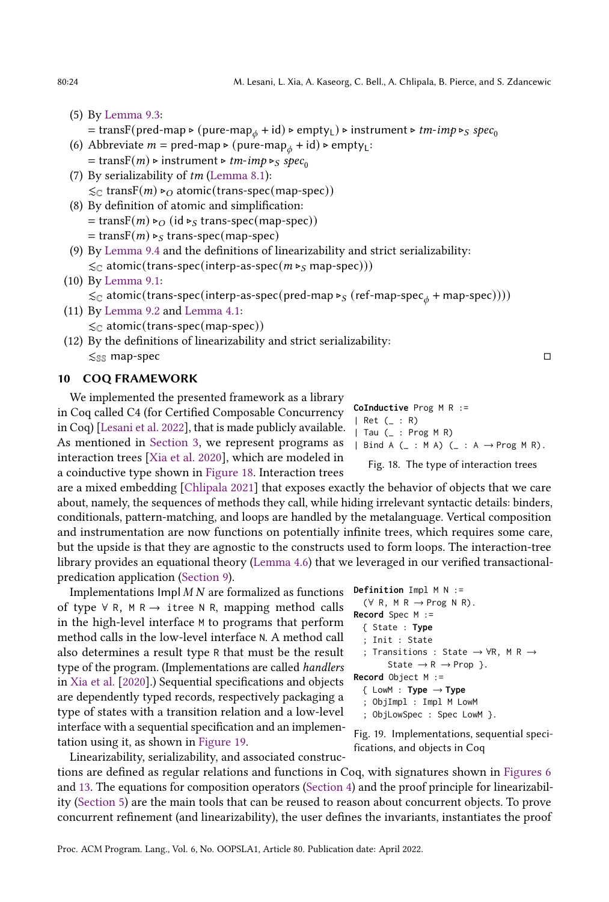(5) By Lemma 9.3:
   $= \text{transF}(\text{pred-map} \triangleright (\text{pure-map}_\phi + \text{id}) \triangleright \text{empty}_\text{L}) \triangleright \text{instrument} \triangleright \textit{tm-imp} \triangleright_S \textit{spec}_0$
(6) Abbreviate $m = \text{pred-map} \triangleright (\text{pure-map}_\phi + \text{id}) \triangleright \text{empty}_\text{L}$:
   $= \text{transF}(m) \triangleright \text{instrument} \triangleright \textit{tm-imp} \triangleright_S \textit{spec}_0$
(7) By serializability of *tm* (Lemma 8.1):
   $\lesssim_\mathbb{C} \text{transF}(m) \triangleright_O \text{atomic}(\text{trans-spec}(\text{map-spec}))$
(8) By definition of atomic and simplification:
   $= \text{transF}(m) \triangleright_O (\text{id} \triangleright_S \text{trans-spec}(\text{map-spec}))$
   $= \text{transF}(m) \triangleright_S \text{trans-spec}(\text{map-spec})$
(9) By Lemma 9.4 and the definitions of linearizability and strict serializability:
   $\lesssim_\mathbb{C} \text{atomic}(\text{trans-spec}(\text{interp-as-spec}(m \triangleright_S \text{map-spec})))$
(10) By Lemma 9.1:
   $\lesssim_\mathbb{C} \text{atomic}(\text{trans-spec}(\text{interp-as-spec}(\text{pred-map} \triangleright_S (\text{ref-map-spec}_\phi + \text{map-spec}))))$
(11) By Lemma 9.2 and Lemma 4.1:
   $\lesssim_\mathbb{C} \text{atomic}(\text{trans-spec}(\text{map-spec}))$
(12) By the definitions of linearizability and strict serializability:
   $\lesssim_{\mathbb{SS}} \text{map-spec}$ ◻

## 10 COQ FRAMEWORK

We implemented the presented framework as a library in Coq called C4 (for Certified Composable Concurrency in Coq) [Lesani et al. 2022], that is made publicly available. As mentioned in Section 3, we represent programs as interaction trees [Xia et al. 2020], which are modeled in a coinductive type shown in Figure 18. Interaction trees are a mixed embedding [Chlipala 2021] that exposes exactly the behavior of objects that we care about, namely, the sequences of methods they call, while hiding irrelevant syntactic details: binders, conditionals, pattern-matching, and loops are handled by the metalanguage. Vertical composition and instrumentation are now functions on potentially infinite trees, which requires some care, but the upside is that they are agnostic to the constructs used to form loops. The interaction-tree library provides an equational theory (Lemma 4.6) that we leveraged in our verified transactional-predication application (Section 9).

```
CoInductive Prog M R :=
| Ret (_ : R)
| Tau (_ : Prog M R)
| Bind A (_ : M A) (_ : A → Prog M R).
```

Fig. 18. The type of interaction trees

Implementations Impl $M$ $N$ are formalized as functions of type `∀ R, M R → itree N R`, mapping method calls in the high-level interface `M` to programs that perform method calls in the low-level interface `N`. A method call also determines a result type `R` that must be the result type of the program. (Implementations are called *handlers* in Xia et al. [2020].) Sequential specifications and objects are dependently typed records, respectively packaging a type of states with a transition relation and a low-level interface with a sequential specification and an implementation using it, as shown in Figure 19.

```
Definition Impl M N :=
  (∀ R, M R → Prog N R).
Record Spec M :=
  { State : Type
  ; Init : State
  ; Transitions : State → ∀R, M R →
      State → R → Prop }.
Record Object M :=
  { LowM : Type → Type
  ; ObjImpl : Impl M LowM
  ; ObjLowSpec : Spec LowM }.
```

Fig. 19. Implementations, sequential specifications, and objects in Coq

Linearizability, serializability, and associated constructions are defined as regular relations and functions in Coq, with signatures shown in Figures 6 and 13. The equations for composition operators (Section 4) and the proof principle for linearizability (Section 5) are the main tools that can be reused to reason about concurrent objects. To prove concurrent refinement (and linearizability), the user defines the invariants, instantiates the proof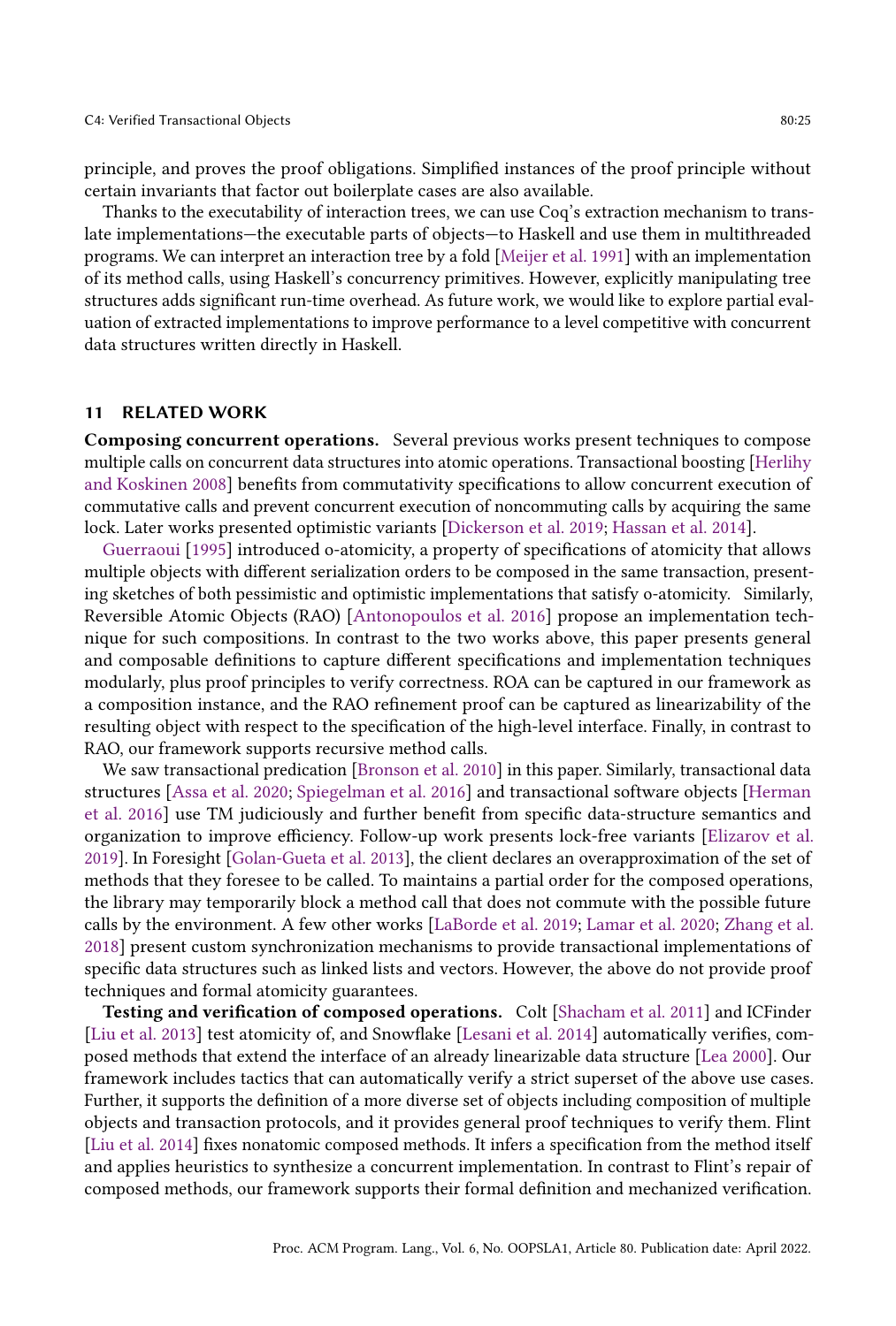principle, and proves the proof obligations. Simplified instances of the proof principle without certain invariants that factor out boilerplate cases are also available.

Thanks to the executability of interaction trees, we can use Coq's extraction mechanism to translate implementations—the executable parts of objects—to Haskell and use them in multithreaded programs. We can interpret an interaction tree by a fold [Meijer et al. 1991] with an implementation of its method calls, using Haskell's concurrency primitives. However, explicitly manipulating tree structures adds significant run-time overhead. As future work, we would like to explore partial evaluation of extracted implementations to improve performance to a level competitive with concurrent data structures written directly in Haskell.

## 11 RELATED WORK

**Composing concurrent operations.** Several previous works present techniques to compose multiple calls on concurrent data structures into atomic operations. Transactional boosting [Herlihy and Koskinen 2008] benefits from commutativity specifications to allow concurrent execution of commutative calls and prevent concurrent execution of noncommuting calls by acquiring the same lock. Later works presented optimistic variants [Dickerson et al. 2019; Hassan et al. 2014].

Guerraoui [1995] introduced o-atomicity, a property of specifications of atomicity that allows multiple objects with different serialization orders to be composed in the same transaction, presenting sketches of both pessimistic and optimistic implementations that satisfy o-atomicity. Similarly, Reversible Atomic Objects (RAO) [Antonopoulos et al. 2016] propose an implementation technique for such compositions. In contrast to the two works above, this paper presents general and composable definitions to capture different specifications and implementation techniques modularly, plus proof principles to verify correctness. ROA can be captured in our framework as a composition instance, and the RAO refinement proof can be captured as linearizability of the resulting object with respect to the specification of the high-level interface. Finally, in contrast to RAO, our framework supports recursive method calls.

We saw transactional predication [Bronson et al. 2010] in this paper. Similarly, transactional data structures [Assa et al. 2020; Spiegelman et al. 2016] and transactional software objects [Herman et al. 2016] use TM judiciously and further benefit from specific data-structure semantics and organization to improve efficiency. Follow-up work presents lock-free variants [Elizarov et al. 2019]. In Foresight [Golan-Gueta et al. 2013], the client declares an overapproximation of the set of methods that they foresee to be called. To maintains a partial order for the composed operations, the library may temporarily block a method call that does not commute with the possible future calls by the environment. A few other works [LaBorde et al. 2019; Lamar et al. 2020; Zhang et al. 2018] present custom synchronization mechanisms to provide transactional implementations of specific data structures such as linked lists and vectors. However, the above do not provide proof techniques and formal atomicity guarantees.

**Testing and verification of composed operations.** Colt [Shacham et al. 2011] and ICFinder [Liu et al. 2013] test atomicity of, and Snowflake [Lesani et al. 2014] automatically verifies, composed methods that extend the interface of an already linearizable data structure [Lea 2000]. Our framework includes tactics that can automatically verify a strict superset of the above use cases. Further, it supports the definition of a more diverse set of objects including composition of multiple objects and transaction protocols, and it provides general proof techniques to verify them. Flint [Liu et al. 2014] fixes nonatomic composed methods. It infers a specification from the method itself and applies heuristics to synthesize a concurrent implementation. In contrast to Flint's repair of composed methods, our framework supports their formal definition and mechanized verification.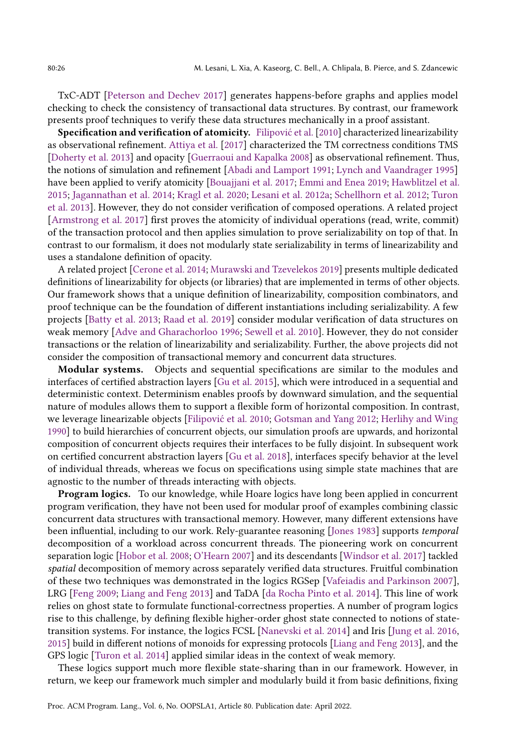TxC-ADT [Peterson and Dechev 2017] generates happens-before graphs and applies model checking to check the consistency of transactional data structures. By contrast, our framework presents proof techniques to verify these data structures mechanically in a proof assistant.

**Specification and verification of atomicity.** Filipović et al. [2010] characterized linearizability as observational refinement. Attiya et al. [2017] characterized the TM correctness conditions TMS [Doherty et al. 2013] and opacity [Guerraoui and Kapalka 2008] as observational refinement. Thus, the notions of simulation and refinement [Abadi and Lamport 1991; Lynch and Vaandrager 1995] have been applied to verify atomicity [Bouajjani et al. 2017; Emmi and Enea 2019; Hawblitzel et al. 2015; Jagannathan et al. 2014; Kragl et al. 2020; Lesani et al. 2012a; Schellhorn et al. 2012; Turon et al. 2013]. However, they do not consider verification of composed operations. A related project [Armstrong et al. 2017] first proves the atomicity of individual operations (read, write, commit) of the transaction protocol and then applies simulation to prove serializability on top of that. In contrast to our formalism, it does not modularly state serializability in terms of linearizability and uses a standalone definition of opacity.

A related project [Cerone et al. 2014; Murawski and Tzevelekos 2019] presents multiple dedicated definitions of linearizability for objects (or libraries) that are implemented in terms of other objects. Our framework shows that a unique definition of linearizability, composition combinators, and proof technique can be the foundation of different instantiations including serializability. A few projects [Batty et al. 2013; Raad et al. 2019] consider modular verification of data structures on weak memory [Adve and Gharachorloo 1996; Sewell et al. 2010]. However, they do not consider transactions or the relation of linearizability and serializability. Further, the above projects did not consider the composition of transactional memory and concurrent data structures.

**Modular systems.** Objects and sequential specifications are similar to the modules and interfaces of certified abstraction layers [Gu et al. 2015], which were introduced in a sequential and deterministic context. Determinism enables proofs by downward simulation, and the sequential nature of modules allows them to support a flexible form of horizontal composition. In contrast, we leverage linearizable objects [Filipović et al. 2010; Gotsman and Yang 2012; Herlihy and Wing 1990] to build hierarchies of concurrent objects, our simulation proofs are upwards, and horizontal composition of concurrent objects requires their interfaces to be fully disjoint. In subsequent work on certified concurrent abstraction layers [Gu et al. 2018], interfaces specify behavior at the level of individual threads, whereas we focus on specifications using simple state machines that are agnostic to the number of threads interacting with objects.

**Program logics.** To our knowledge, while Hoare logics have long been applied in concurrent program verification, they have not been used for modular proof of examples combining classic concurrent data structures with transactional memory. However, many different extensions have been influential, including to our work. Rely-guarantee reasoning [Jones 1983] supports *temporal* decomposition of a workload across concurrent threads. The pioneering work on concurrent separation logic [Hobor et al. 2008; O'Hearn 2007] and its descendants [Windsor et al. 2017] tackled *spatial* decomposition of memory across separately verified data structures. Fruitful combination of these two techniques was demonstrated in the logics RGSep [Vafeiadis and Parkinson 2007], LRG [Feng 2009; Liang and Feng 2013] and TaDA [da Rocha Pinto et al. 2014]. This line of work relies on ghost state to formulate functional-correctness properties. A number of program logics rise to this challenge, by defining flexible higher-order ghost state connected to notions of state-transition systems. For instance, the logics FCSL [Nanevski et al. 2014] and Iris [Jung et al. 2016, 2015] build in different notions of monoids for expressing protocols [Liang and Feng 2013], and the GPS logic [Turon et al. 2014] applied similar ideas in the context of weak memory.

These logics support much more flexible state-sharing than in our framework. However, in return, we keep our framework much simpler and modularly build it from basic definitions, fixing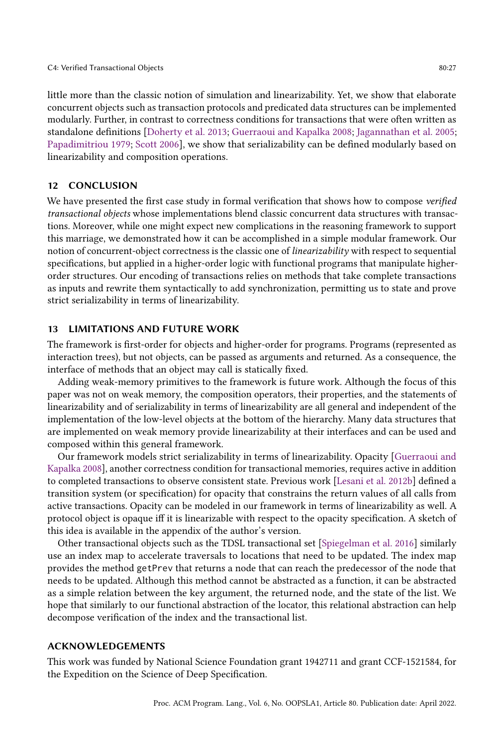little more than the classic notion of simulation and linearizability. Yet, we show that elaborate concurrent objects such as transaction protocols and predicated data structures can be implemented modularly. Further, in contrast to correctness conditions for transactions that were often written as standalone definitions [Doherty et al. 2013; Guerraoui and Kapalka 2008; Jagannathan et al. 2005; Papadimitriou 1979; Scott 2006], we show that serializability can be defined modularly based on linearizability and composition operations.

## 12 CONCLUSION

We have presented the first case study in formal verification that shows how to compose *verified transactional objects* whose implementations blend classic concurrent data structures with transactions. Moreover, while one might expect new complications in the reasoning framework to support this marriage, we demonstrated how it can be accomplished in a simple modular framework. Our notion of concurrent-object correctness is the classic one of *linearizability* with respect to sequential specifications, but applied in a higher-order logic with functional programs that manipulate higher-order structures. Our encoding of transactions relies on methods that take complete transactions as inputs and rewrite them syntactically to add synchronization, permitting us to state and prove strict serializability in terms of linearizability.

## 13 LIMITATIONS AND FUTURE WORK

The framework is first-order for objects and higher-order for programs. Programs (represented as interaction trees), but not objects, can be passed as arguments and returned. As a consequence, the interface of methods that an object may call is statically fixed.

Adding weak-memory primitives to the framework is future work. Although the focus of this paper was not on weak memory, the composition operators, their properties, and the statements of linearizability and of serializability in terms of linearizability are all general and independent of the implementation of the low-level objects at the bottom of the hierarchy. Many data structures that are implemented on weak memory provide linearizability at their interfaces and can be used and composed within this general framework.

Our framework models strict serializability in terms of linearizability. Opacity [Guerraoui and Kapalka 2008], another correctness condition for transactional memories, requires active in addition to completed transactions to observe consistent state. Previous work [Lesani et al. 2012b] defined a transition system (or specification) for opacity that constrains the return values of all calls from active transactions. Opacity can be modeled in our framework in terms of linearizability as well. A protocol object is opaque iff it is linearizable with respect to the opacity specification. A sketch of this idea is available in the appendix of the author's version.

Other transactional objects such as the TDSL transactional set [Spiegelman et al. 2016] similarly use an index map to accelerate traversals to locations that need to be updated. The index map provides the method `getPrev` that returns a node that can reach the predecessor of the node that needs to be updated. Although this method cannot be abstracted as a function, it can be abstracted as a simple relation between the key argument, the returned node, and the state of the list. We hope that similarly to our functional abstraction of the locator, this relational abstraction can help decompose verification of the index and the transactional list.

## ACKNOWLEDGEMENTS

This work was funded by National Science Foundation grant 1942711 and grant CCF-1521584, for the Expedition on the Science of Deep Specification.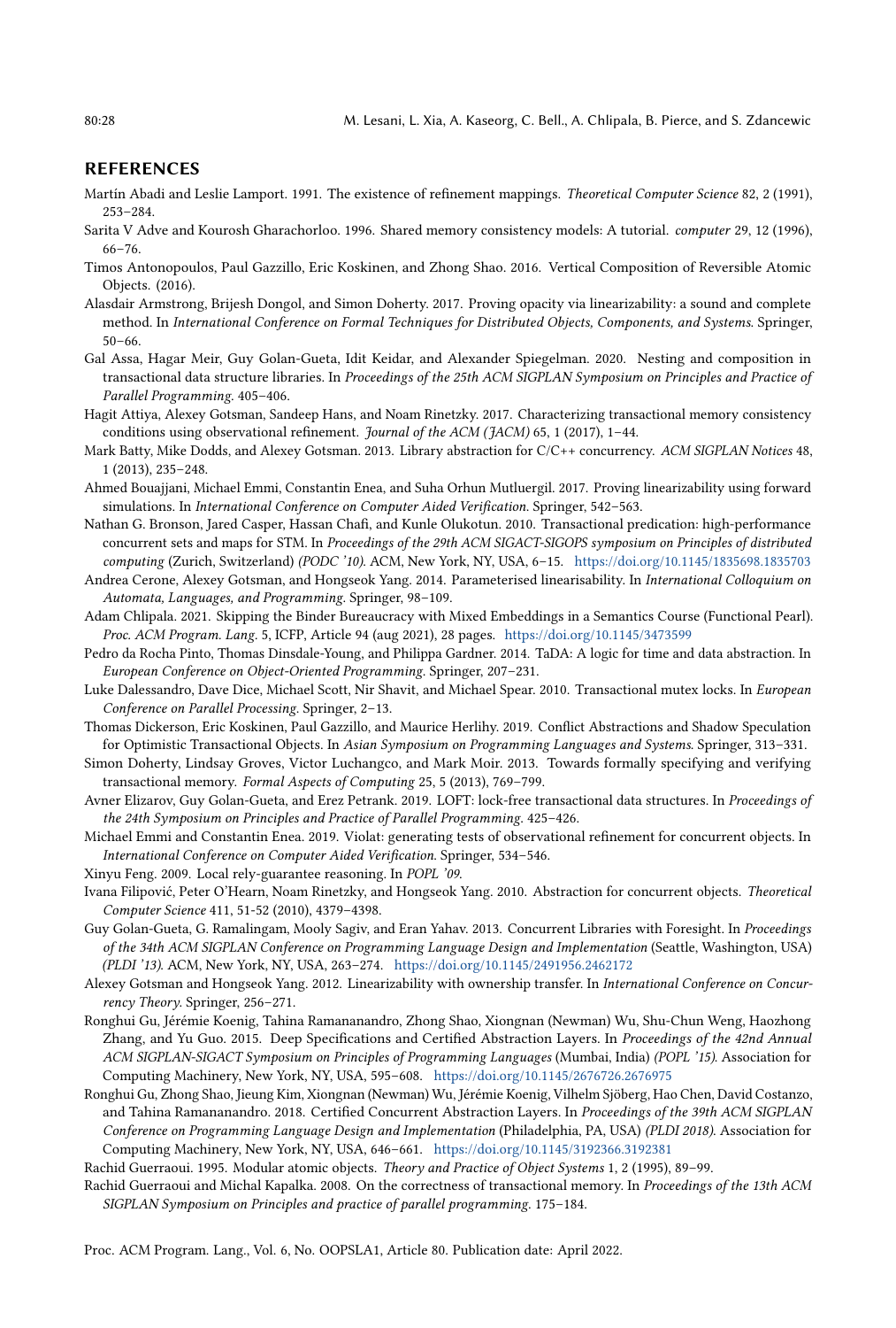## REFERENCES

Martín Abadi and Leslie Lamport. 1991. The existence of refinement mappings. *Theoretical Computer Science* 82, 2 (1991), 253–284.

Sarita V Adve and Kourosh Gharachorloo. 1996. Shared memory consistency models: A tutorial. *computer* 29, 12 (1996), 66–76.

Timos Antonopoulos, Paul Gazzillo, Eric Koskinen, and Zhong Shao. 2016. Vertical Composition of Reversible Atomic Objects. (2016).

Alasdair Armstrong, Brijesh Dongol, and Simon Doherty. 2017. Proving opacity via linearizability: a sound and complete method. In *International Conference on Formal Techniques for Distributed Objects, Components, and Systems*. Springer, 50–66.

Gal Assa, Hagar Meir, Guy Golan-Gueta, Idit Keidar, and Alexander Spiegelman. 2020. Nesting and composition in transactional data structure libraries. In *Proceedings of the 25th ACM SIGPLAN Symposium on Principles and Practice of Parallel Programming*. 405–406.

Hagit Attiya, Alexey Gotsman, Sandeep Hans, and Noam Rinetzky. 2017. Characterizing transactional memory consistency conditions using observational refinement. *Journal of the ACM (JACM)* 65, 1 (2017), 1–44.

Mark Batty, Mike Dodds, and Alexey Gotsman. 2013. Library abstraction for C/C++ concurrency. *ACM SIGPLAN Notices* 48, 1 (2013), 235–248.

Ahmed Bouajjani, Michael Emmi, Constantin Enea, and Suha Orhun Mutluergil. 2017. Proving linearizability using forward simulations. In *International Conference on Computer Aided Verification*. Springer, 542–563.

Nathan G. Bronson, Jared Casper, Hassan Chafi, and Kunle Olukotun. 2010. Transactional predication: high-performance concurrent sets and maps for STM. In *Proceedings of the 29th ACM SIGACT-SIGOPS symposium on Principles of distributed computing* (Zurich, Switzerland) *(PODC '10)*. ACM, New York, NY, USA, 6–15. https://doi.org/10.1145/1835698.1835703

Andrea Cerone, Alexey Gotsman, and Hongseok Yang. 2014. Parameterised linearisability. In *International Colloquium on Automata, Languages, and Programming*. Springer, 98–109.

Adam Chlipala. 2021. Skipping the Binder Bureaucracy with Mixed Embeddings in a Semantics Course (Functional Pearl). *Proc. ACM Program. Lang.* 5, ICFP, Article 94 (aug 2021), 28 pages. https://doi.org/10.1145/3473599

Pedro da Rocha Pinto, Thomas Dinsdale-Young, and Philippa Gardner. 2014. TaDA: A logic for time and data abstraction. In *European Conference on Object-Oriented Programming*. Springer, 207–231.

Luke Dalessandro, Dave Dice, Michael Scott, Nir Shavit, and Michael Spear. 2010. Transactional mutex locks. In *European Conference on Parallel Processing*. Springer, 2–13.

Thomas Dickerson, Eric Koskinen, Paul Gazzillo, and Maurice Herlihy. 2019. Conflict Abstractions and Shadow Speculation for Optimistic Transactional Objects. In *Asian Symposium on Programming Languages and Systems*. Springer, 313–331.

Simon Doherty, Lindsay Groves, Victor Luchangco, and Mark Moir. 2013. Towards formally specifying and verifying transactional memory. *Formal Aspects of Computing* 25, 5 (2013), 769–799.

Avner Elizarov, Guy Golan-Gueta, and Erez Petrank. 2019. LOFT: lock-free transactional data structures. In *Proceedings of the 24th Symposium on Principles and Practice of Parallel Programming*. 425–426.

Michael Emmi and Constantin Enea. 2019. Violat: generating tests of observational refinement for concurrent objects. In *International Conference on Computer Aided Verification*. Springer, 534–546.

Xinyu Feng. 2009. Local rely-guarantee reasoning. In *POPL '09*.

Ivana Filipović, Peter O'Hearn, Noam Rinetzky, and Hongseok Yang. 2010. Abstraction for concurrent objects. *Theoretical Computer Science* 411, 51-52 (2010), 4379–4398.

Guy Golan-Gueta, G. Ramalingam, Mooly Sagiv, and Eran Yahav. 2013. Concurrent Libraries with Foresight. In *Proceedings of the 34th ACM SIGPLAN Conference on Programming Language Design and Implementation* (Seattle, Washington, USA) *(PLDI '13)*. ACM, New York, NY, USA, 263–274. https://doi.org/10.1145/2491956.2462172

Alexey Gotsman and Hongseok Yang. 2012. Linearizability with ownership transfer. In *International Conference on Concurrency Theory*. Springer, 256–271.

Ronghui Gu, Jérémie Koenig, Tahina Ramananandro, Zhong Shao, Xiongnan (Newman) Wu, Shu-Chun Weng, Haozhong Zhang, and Yu Guo. 2015. Deep Specifications and Certified Abstraction Layers. In *Proceedings of the 42nd Annual ACM SIGPLAN-SIGACT Symposium on Principles of Programming Languages* (Mumbai, India) *(POPL '15)*. Association for Computing Machinery, New York, NY, USA, 595–608. https://doi.org/10.1145/2676726.2676975

Ronghui Gu, Zhong Shao, Jieung Kim, Xiongnan (Newman) Wu, Jérémie Koenig, Vilhelm Sjöberg, Hao Chen, David Costanzo, and Tahina Ramananandro. 2018. Certified Concurrent Abstraction Layers. In *Proceedings of the 39th ACM SIGPLAN Conference on Programming Language Design and Implementation* (Philadelphia, PA, USA) *(PLDI 2018)*. Association for Computing Machinery, New York, NY, USA, 646–661. https://doi.org/10.1145/3192366.3192381

Rachid Guerraoui. 1995. Modular atomic objects. *Theory and Practice of Object Systems* 1, 2 (1995), 89–99.

Rachid Guerraoui and Michal Kapalka. 2008. On the correctness of transactional memory. In *Proceedings of the 13th ACM SIGPLAN Symposium on Principles and practice of parallel programming*. 175–184.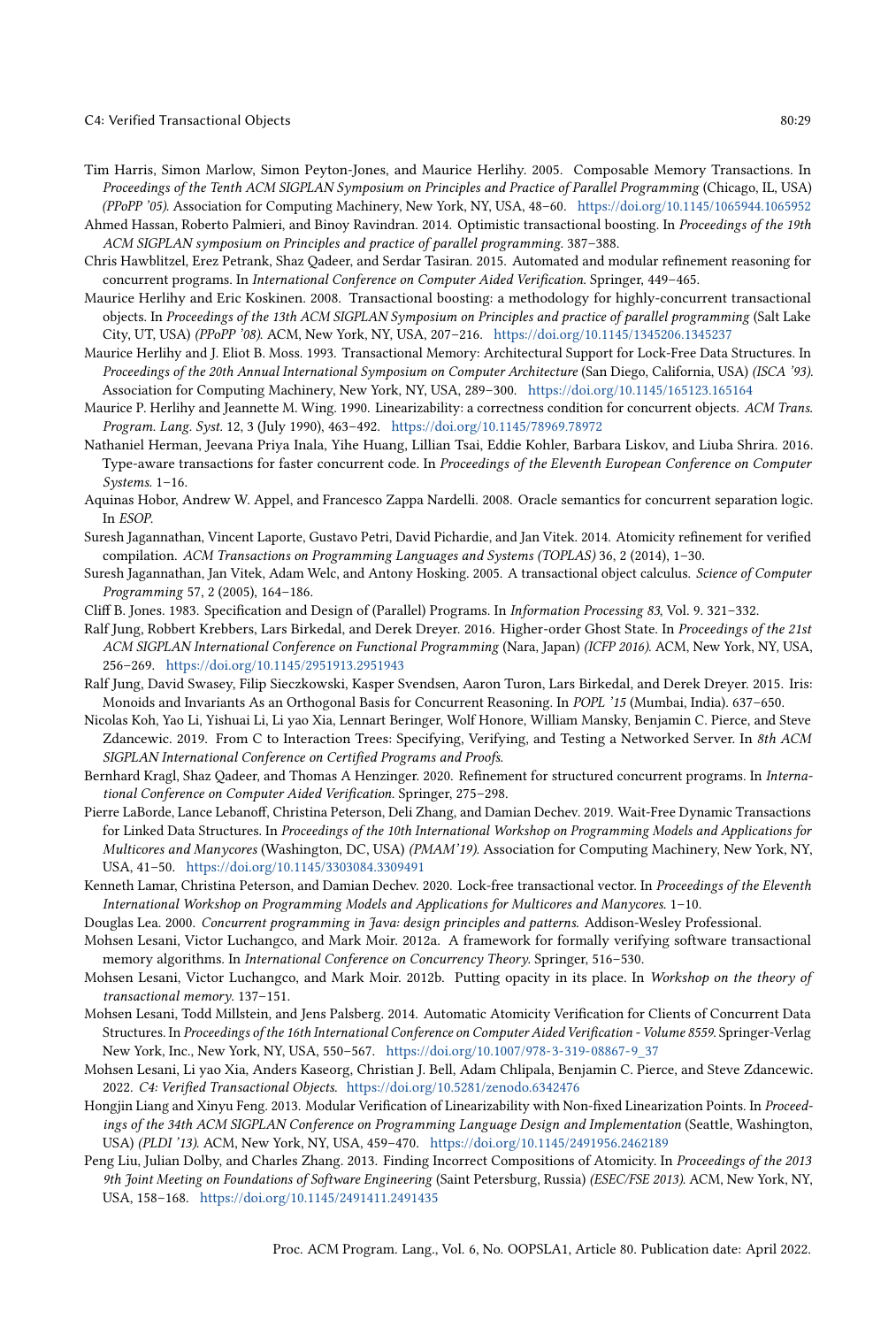Tim Harris, Simon Marlow, Simon Peyton-Jones, and Maurice Herlihy. 2005. Composable Memory Transactions. In *Proceedings of the Tenth ACM SIGPLAN Symposium on Principles and Practice of Parallel Programming* (Chicago, IL, USA) *(PPoPP '05)*. Association for Computing Machinery, New York, NY, USA, 48–60. https://doi.org/10.1145/1065944.1065952

Ahmed Hassan, Roberto Palmieri, and Binoy Ravindran. 2014. Optimistic transactional boosting. In *Proceedings of the 19th ACM SIGPLAN symposium on Principles and practice of parallel programming*. 387–388.

Chris Hawblitzel, Erez Petrank, Shaz Qadeer, and Serdar Tasiran. 2015. Automated and modular refinement reasoning for concurrent programs. In *International Conference on Computer Aided Verification*. Springer, 449–465.

Maurice Herlihy and Eric Koskinen. 2008. Transactional boosting: a methodology for highly-concurrent transactional objects. In *Proceedings of the 13th ACM SIGPLAN Symposium on Principles and practice of parallel programming* (Salt Lake City, UT, USA) *(PPoPP '08)*. ACM, New York, NY, USA, 207–216. https://doi.org/10.1145/1345206.1345237

Maurice Herlihy and J. Eliot B. Moss. 1993. Transactional Memory: Architectural Support for Lock-Free Data Structures. In *Proceedings of the 20th Annual International Symposium on Computer Architecture* (San Diego, California, USA) *(ISCA '93)*. Association for Computing Machinery, New York, NY, USA, 289–300. https://doi.org/10.1145/165123.165164

Maurice P. Herlihy and Jeannette M. Wing. 1990. Linearizability: a correctness condition for concurrent objects. *ACM Trans. Program. Lang. Syst.* 12, 3 (July 1990), 463–492. https://doi.org/10.1145/78969.78972

Nathaniel Herman, Jeevana Priya Inala, Yihe Huang, Lillian Tsai, Eddie Kohler, Barbara Liskov, and Liuba Shrira. 2016. Type-aware transactions for faster concurrent code. In *Proceedings of the Eleventh European Conference on Computer Systems*. 1–16.

Aquinas Hobor, Andrew W. Appel, and Francesco Zappa Nardelli. 2008. Oracle semantics for concurrent separation logic. In *ESOP*.

Suresh Jagannathan, Vincent Laporte, Gustavo Petri, David Pichardie, and Jan Vitek. 2014. Atomicity refinement for verified compilation. *ACM Transactions on Programming Languages and Systems (TOPLAS)* 36, 2 (2014), 1–30.

Suresh Jagannathan, Jan Vitek, Adam Welc, and Antony Hosking. 2005. A transactional object calculus. *Science of Computer Programming* 57, 2 (2005), 164–186.

Cliff B. Jones. 1983. Specification and Design of (Parallel) Programs. In *Information Processing 83*, Vol. 9. 321–332.

Ralf Jung, Robbert Krebbers, Lars Birkedal, and Derek Dreyer. 2016. Higher-order Ghost State. In *Proceedings of the 21st ACM SIGPLAN International Conference on Functional Programming* (Nara, Japan) *(ICFP 2016)*. ACM, New York, NY, USA, 256–269. https://doi.org/10.1145/2951913.2951943

Ralf Jung, David Swasey, Filip Sieczkowski, Kasper Svendsen, Aaron Turon, Lars Birkedal, and Derek Dreyer. 2015. Iris: Monoids and Invariants As an Orthogonal Basis for Concurrent Reasoning. In *POPL '15* (Mumbai, India). 637–650.

Nicolas Koh, Yao Li, Yishuai Li, Li yao Xia, Lennart Beringer, Wolf Honore, William Mansky, Benjamin C. Pierce, and Steve Zdancewic. 2019. From C to Interaction Trees: Specifying, Verifying, and Testing a Networked Server. In *8th ACM SIGPLAN International Conference on Certified Programs and Proofs*.

Bernhard Kragl, Shaz Qadeer, and Thomas A Henzinger. 2020. Refinement for structured concurrent programs. In *International Conference on Computer Aided Verification*. Springer, 275–298.

Pierre LaBorde, Lance Lebanoff, Christina Peterson, Deli Zhang, and Damian Dechev. 2019. Wait-Free Dynamic Transactions for Linked Data Structures. In *Proceedings of the 10th International Workshop on Programming Models and Applications for Multicores and Manycores* (Washington, DC, USA) *(PMAM'19)*. Association for Computing Machinery, New York, NY, USA, 41–50. https://doi.org/10.1145/3303084.3309491

Kenneth Lamar, Christina Peterson, and Damian Dechev. 2020. Lock-free transactional vector. In *Proceedings of the Eleventh International Workshop on Programming Models and Applications for Multicores and Manycores*. 1–10.

Douglas Lea. 2000. *Concurrent programming in Java: design principles and patterns*. Addison-Wesley Professional.

Mohsen Lesani, Victor Luchangco, and Mark Moir. 2012a. A framework for formally verifying software transactional memory algorithms. In *International Conference on Concurrency Theory*. Springer, 516–530.

Mohsen Lesani, Victor Luchangco, and Mark Moir. 2012b. Putting opacity in its place. In *Workshop on the theory of transactional memory*. 137–151.

Mohsen Lesani, Todd Millstein, and Jens Palsberg. 2014. Automatic Atomicity Verification for Clients of Concurrent Data Structures. In *Proceedings of the 16th International Conference on Computer Aided Verification - Volume 8559*. Springer-Verlag New York, Inc., New York, NY, USA, 550–567. https://doi.org/10.1007/978-3-319-08867-9_37

Mohsen Lesani, Li yao Xia, Anders Kaseorg, Christian J. Bell, Adam Chlipala, Benjamin C. Pierce, and Steve Zdancewic. 2022. *C4: Verified Transactional Objects*. https://doi.org/10.5281/zenodo.6342476

Hongjin Liang and Xinyu Feng. 2013. Modular Verification of Linearizability with Non-fixed Linearization Points. In *Proceedings of the 34th ACM SIGPLAN Conference on Programming Language Design and Implementation* (Seattle, Washington, USA) *(PLDI '13)*. ACM, New York, NY, USA, 459–470. https://doi.org/10.1145/2491956.2462189

Peng Liu, Julian Dolby, and Charles Zhang. 2013. Finding Incorrect Compositions of Atomicity. In *Proceedings of the 2013 9th Joint Meeting on Foundations of Software Engineering* (Saint Petersburg, Russia) *(ESEC/FSE 2013)*. ACM, New York, NY, USA, 158–168. https://doi.org/10.1145/2491411.2491435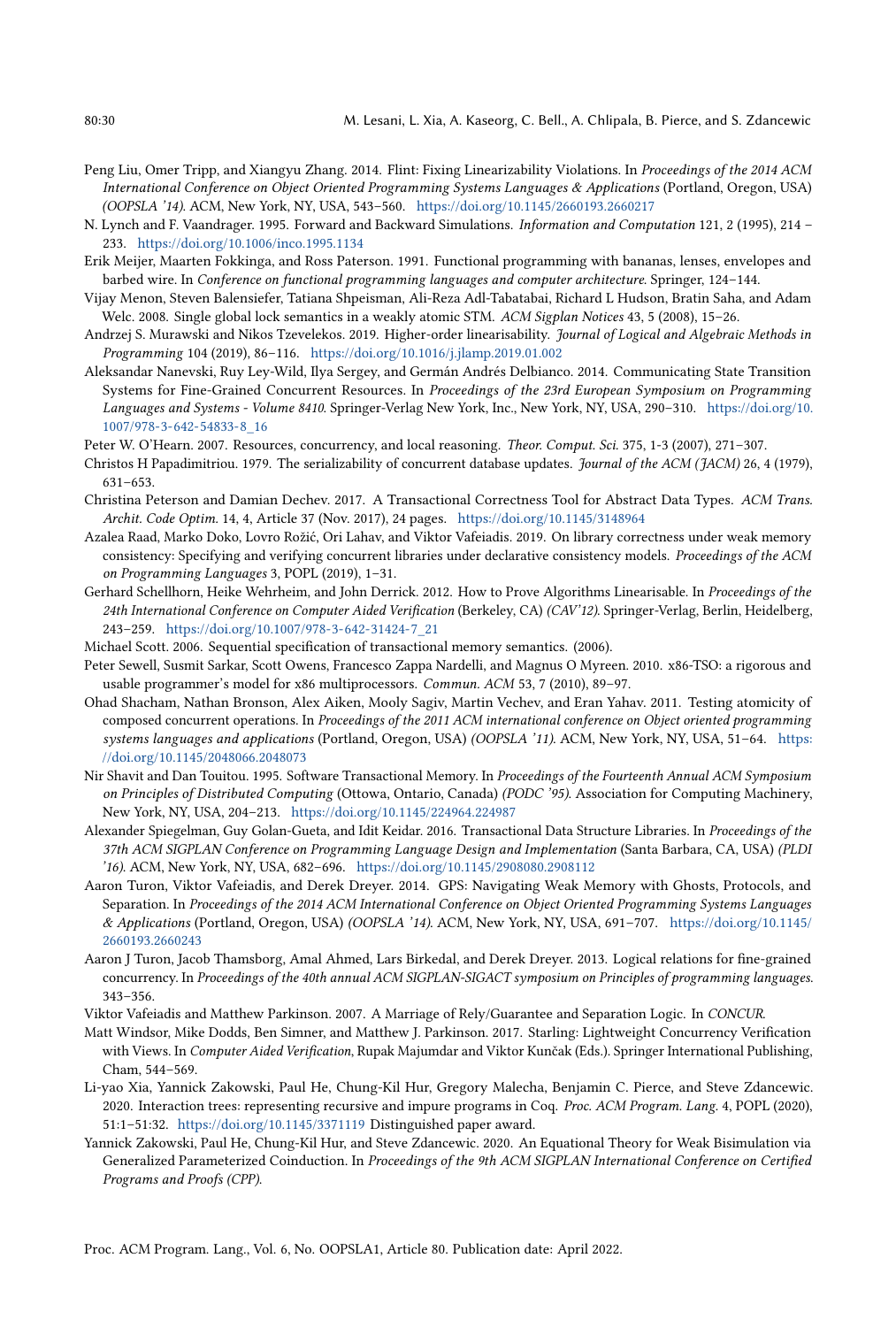Peng Liu, Omer Tripp, and Xiangyu Zhang. 2014. Flint: Fixing Linearizability Violations. In *Proceedings of the 2014 ACM International Conference on Object Oriented Programming Systems Languages & Applications* (Portland, Oregon, USA) *(OOPSLA '14)*. ACM, New York, NY, USA, 543–560. https://doi.org/10.1145/2660193.2660217

N. Lynch and F. Vaandrager. 1995. Forward and Backward Simulations. *Information and Computation* 121, 2 (1995), 214 – 233. https://doi.org/10.1006/inco.1995.1134

Erik Meijer, Maarten Fokkinga, and Ross Paterson. 1991. Functional programming with bananas, lenses, envelopes and barbed wire. In *Conference on functional programming languages and computer architecture*. Springer, 124–144.

Vijay Menon, Steven Balensiefer, Tatiana Shpeisman, Ali-Reza Adl-Tabatabai, Richard L Hudson, Bratin Saha, and Adam Welc. 2008. Single global lock semantics in a weakly atomic STM. *ACM Sigplan Notices* 43, 5 (2008), 15–26.

Andrzej S. Murawski and Nikos Tzevelekos. 2019. Higher-order linearisability. *Journal of Logical and Algebraic Methods in Programming* 104 (2019), 86–116. https://doi.org/10.1016/j.jlamp.2019.01.002

Aleksandar Nanevski, Ruy Ley-Wild, Ilya Sergey, and Germán Andrés Delbianco. 2014. Communicating State Transition Systems for Fine-Grained Concurrent Resources. In *Proceedings of the 23rd European Symposium on Programming Languages and Systems - Volume 8410*. Springer-Verlag New York, Inc., New York, NY, USA, 290–310. https://doi.org/10.1007/978-3-642-54833-8_16

Peter W. O'Hearn. 2007. Resources, concurrency, and local reasoning. *Theor. Comput. Sci.* 375, 1-3 (2007), 271–307.

Christos H Papadimitriou. 1979. The serializability of concurrent database updates. *Journal of the ACM (JACM)* 26, 4 (1979), 631–653.

Christina Peterson and Damian Dechev. 2017. A Transactional Correctness Tool for Abstract Data Types. *ACM Trans. Archit. Code Optim.* 14, 4, Article 37 (Nov. 2017), 24 pages. https://doi.org/10.1145/3148964

Azalea Raad, Marko Doko, Lovro Rožić, Ori Lahav, and Viktor Vafeiadis. 2019. On library correctness under weak memory consistency: Specifying and verifying concurrent libraries under declarative consistency models. *Proceedings of the ACM on Programming Languages* 3, POPL (2019), 1–31.

Gerhard Schellhorn, Heike Wehrheim, and John Derrick. 2012. How to Prove Algorithms Linearisable. In *Proceedings of the 24th International Conference on Computer Aided Verification* (Berkeley, CA) *(CAV'12)*. Springer-Verlag, Berlin, Heidelberg, 243–259. https://doi.org/10.1007/978-3-642-31424-7_21

Michael Scott. 2006. Sequential specification of transactional memory semantics. (2006).

Peter Sewell, Susmit Sarkar, Scott Owens, Francesco Zappa Nardelli, and Magnus O Myreen. 2010. x86-TSO: a rigorous and usable programmer's model for x86 multiprocessors. *Commun. ACM* 53, 7 (2010), 89–97.

Ohad Shacham, Nathan Bronson, Alex Aiken, Mooly Sagiv, Martin Vechev, and Eran Yahav. 2011. Testing atomicity of composed concurrent operations. In *Proceedings of the 2011 ACM international conference on Object oriented programming systems languages and applications* (Portland, Oregon, USA) *(OOPSLA '11)*. ACM, New York, NY, USA, 51–64. https://doi.org/10.1145/2048066.2048073

Nir Shavit and Dan Touitou. 1995. Software Transactional Memory. In *Proceedings of the Fourteenth Annual ACM Symposium on Principles of Distributed Computing* (Ottowa, Ontario, Canada) *(PODC '95)*. Association for Computing Machinery, New York, NY, USA, 204–213. https://doi.org/10.1145/224964.224987

Alexander Spiegelman, Guy Golan-Gueta, and Idit Keidar. 2016. Transactional Data Structure Libraries. In *Proceedings of the 37th ACM SIGPLAN Conference on Programming Language Design and Implementation* (Santa Barbara, CA, USA) *(PLDI '16)*. ACM, New York, NY, USA, 682–696. https://doi.org/10.1145/2908080.2908112

Aaron Turon, Viktor Vafeiadis, and Derek Dreyer. 2014. GPS: Navigating Weak Memory with Ghosts, Protocols, and Separation. In *Proceedings of the 2014 ACM International Conference on Object Oriented Programming Systems Languages & Applications* (Portland, Oregon, USA) *(OOPSLA '14)*. ACM, New York, NY, USA, 691–707. https://doi.org/10.1145/2660193.2660243

Aaron J Turon, Jacob Thamsborg, Amal Ahmed, Lars Birkedal, and Derek Dreyer. 2013. Logical relations for fine-grained concurrency. In *Proceedings of the 40th annual ACM SIGPLAN-SIGACT symposium on Principles of programming languages*. 343–356.

Viktor Vafeiadis and Matthew Parkinson. 2007. A Marriage of Rely/Guarantee and Separation Logic. In *CONCUR*.

Matt Windsor, Mike Dodds, Ben Simner, and Matthew J. Parkinson. 2017. Starling: Lightweight Concurrency Verification with Views. In *Computer Aided Verification*, Rupak Majumdar and Viktor Kunčak (Eds.). Springer International Publishing, Cham, 544–569.

Li-yao Xia, Yannick Zakowski, Paul He, Chung-Kil Hur, Gregory Malecha, Benjamin C. Pierce, and Steve Zdancewic. 2020. Interaction trees: representing recursive and impure programs in Coq. *Proc. ACM Program. Lang.* 4, POPL (2020), 51:1–51:32. https://doi.org/10.1145/3371119 Distinguished paper award.

Yannick Zakowski, Paul He, Chung-Kil Hur, and Steve Zdancewic. 2020. An Equational Theory for Weak Bisimulation via Generalized Parameterized Coinduction. In *Proceedings of the 9th ACM SIGPLAN International Conference on Certified Programs and Proofs (CPP)*.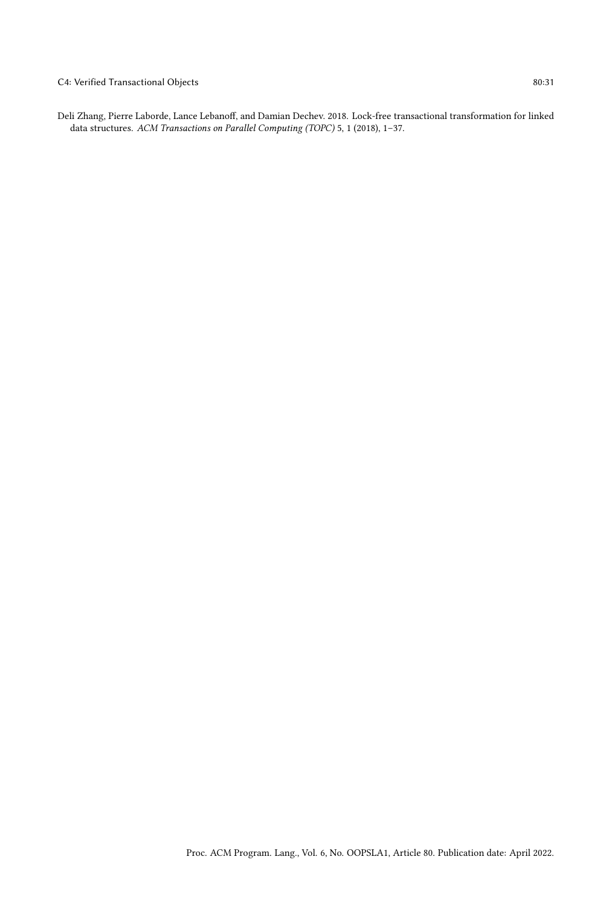Deli Zhang, Pierre Laborde, Lance Lebanoff, and Damian Dechev. 2018. Lock-free transactional transformation for linked data structures. *ACM Transactions on Parallel Computing (TOPC)* 5, 1 (2018), 1–37.